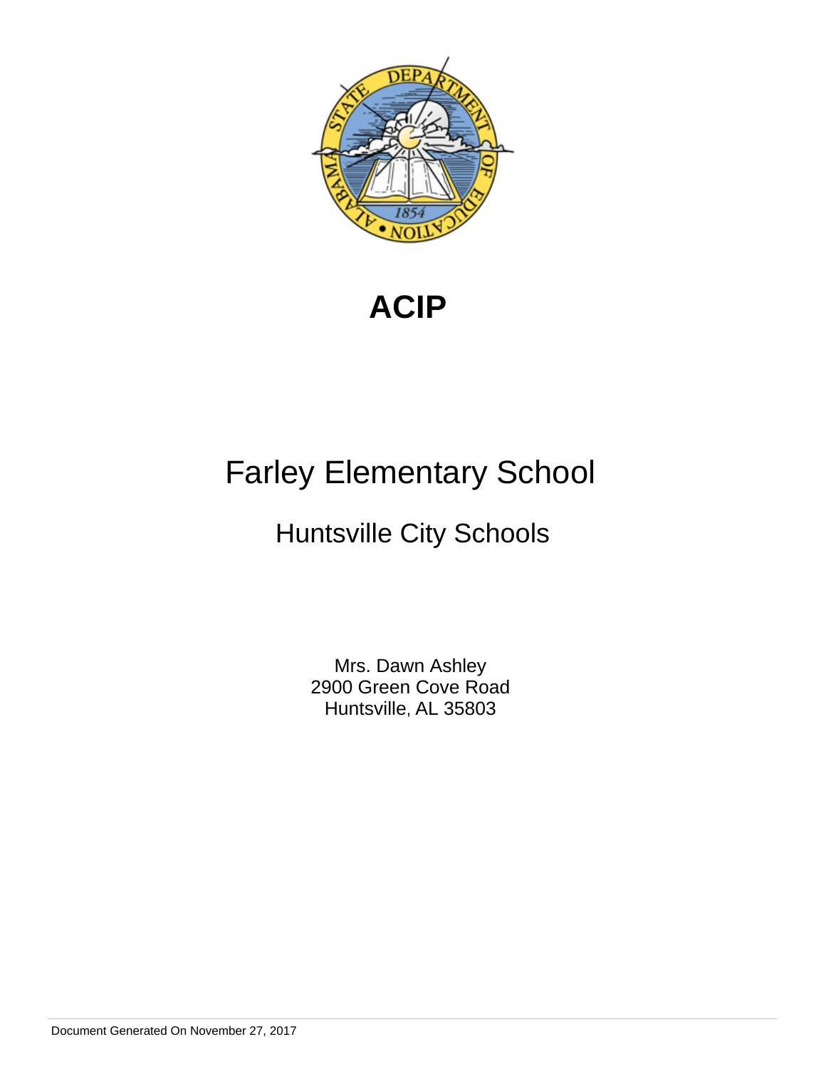# ACIP

## Farley Elementary School

### Huntsville City Schools

Mrs. Dawn Ashley
2900 Green Cove Road
Huntsville, AL 35803

Document Generated On November 27, 2017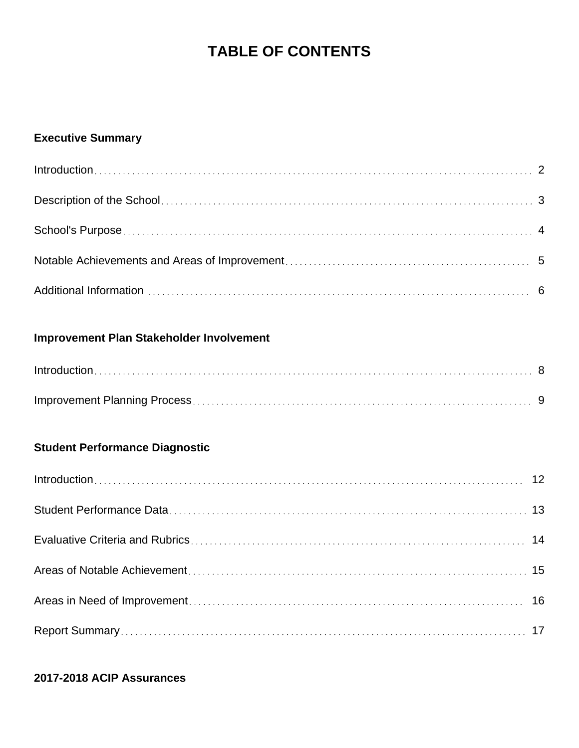# TABLE OF CONTENTS

**Executive Summary**

Introduction . . . . . 2

Description of the School . . . . . 3

School's Purpose . . . . . 4

Notable Achievements and Areas of Improvement . . . . . 5

Additional Information . . . . . 6

**Improvement Plan Stakeholder Involvement**

Introduction . . . . . 8

Improvement Planning Process . . . . . 9

**Student Performance Diagnostic**

Introduction . . . . . 12

Student Performance Data . . . . . 13

Evaluative Criteria and Rubrics . . . . . 14

Areas of Notable Achievement . . . . . 15

Areas in Need of Improvement . . . . . 16

Report Summary . . . . . 17

**2017-2018 ACIP Assurances**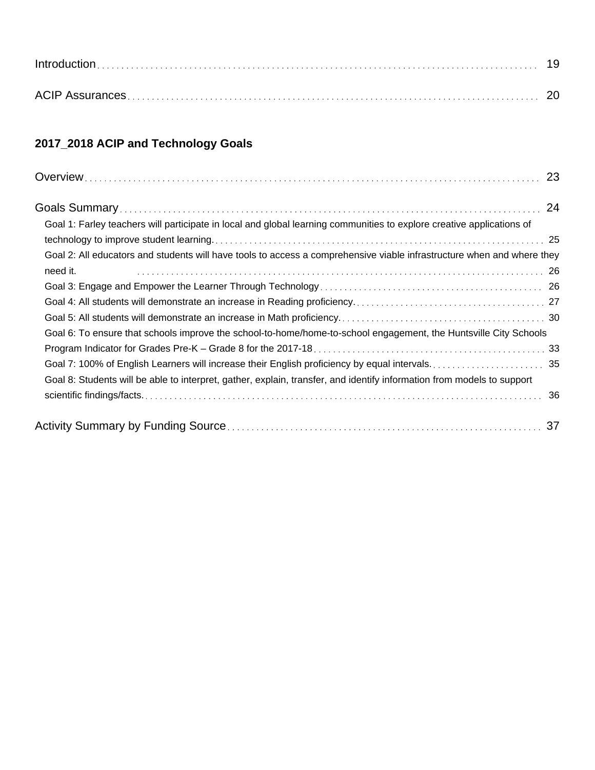Introduction ........ 19

ACIP Assurances ........ 20

## 2017_2018 ACIP and Technology Goals

Overview ........ 23

Goals Summary ........ 24

- Goal 1: Farley teachers will participate in local and global learning communities to explore creative applications of technology to improve student learning. ........ 25
- Goal 2: All educators and students will have tools to access a comprehensive viable infrastructure when and where they need it. ........ 26
- Goal 3: Engage and Empower the Learner Through Technology ........ 26
- Goal 4: All students will demonstrate an increase in Reading proficiency. ........ 27
- Goal 5: All students will demonstrate an increase in Math proficiency. ........ 30
- Goal 6: To ensure that schools improve the school-to-home/home-to-school engagement, the Huntsville City Schools Program Indicator for Grades Pre-K – Grade 8 for the 2017-18 ........ 33
- Goal 7: 100% of English Learners will increase their English proficiency by equal intervals. ........ 35
- Goal 8: Students will be able to interpret, gather, explain, transfer, and identify information from models to support scientific findings/facts. ........ 36

Activity Summary by Funding Source ........ 37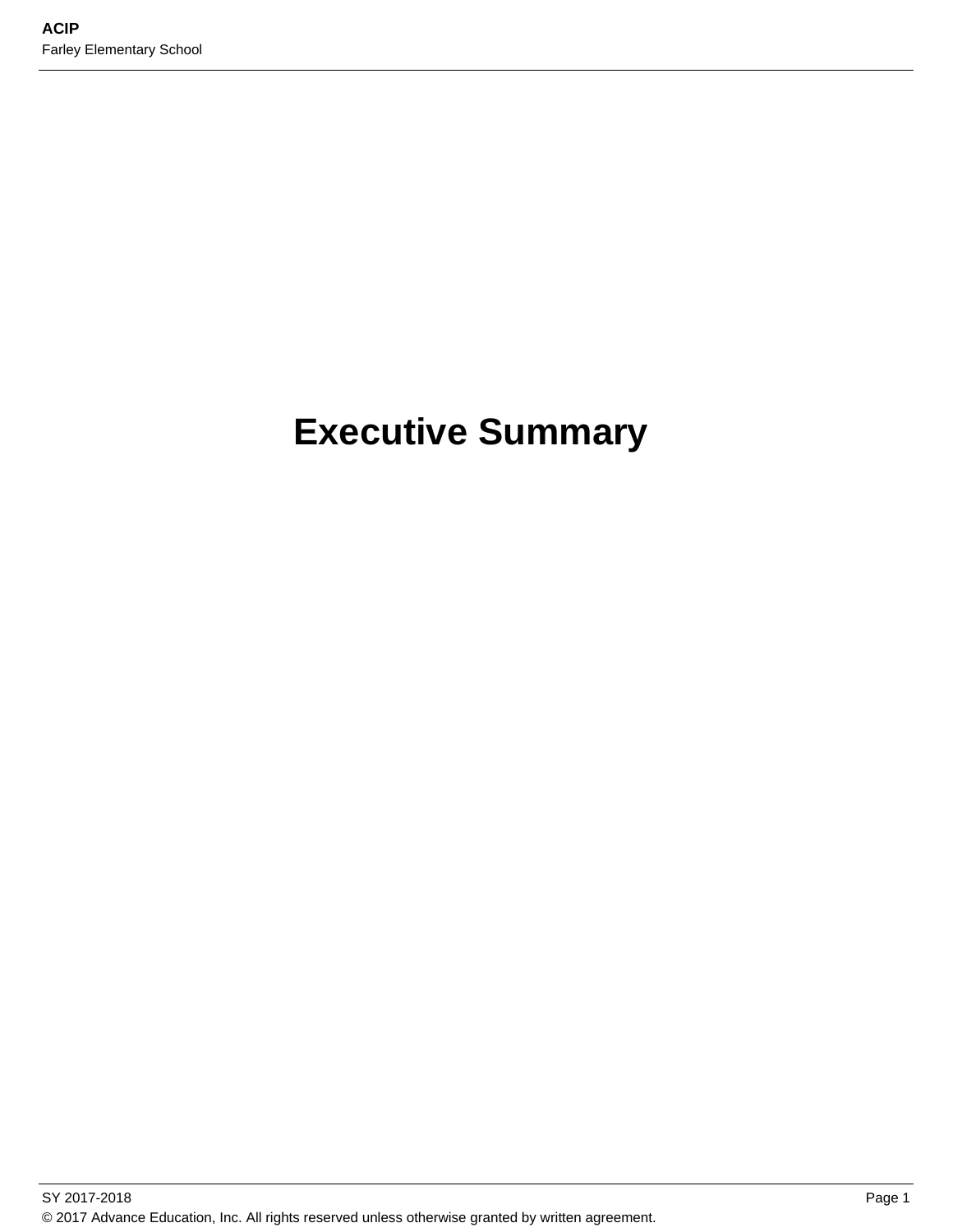# Executive Summary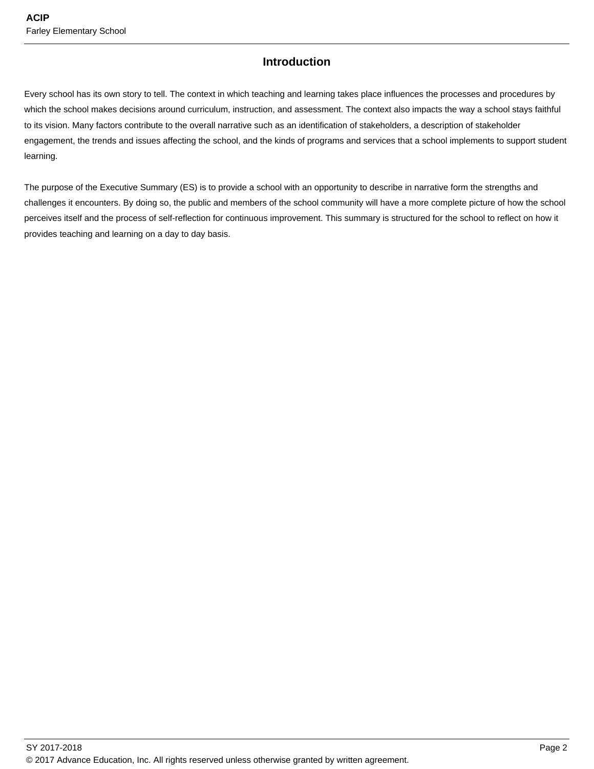# Introduction

Every school has its own story to tell. The context in which teaching and learning takes place influences the processes and procedures by which the school makes decisions around curriculum, instruction, and assessment. The context also impacts the way a school stays faithful to its vision. Many factors contribute to the overall narrative such as an identification of stakeholders, a description of stakeholder engagement, the trends and issues affecting the school, and the kinds of programs and services that a school implements to support student learning.

The purpose of the Executive Summary (ES) is to provide a school with an opportunity to describe in narrative form the strengths and challenges it encounters. By doing so, the public and members of the school community will have a more complete picture of how the school perceives itself and the process of self-reflection for continuous improvement. This summary is structured for the school to reflect on how it provides teaching and learning on a day to day basis.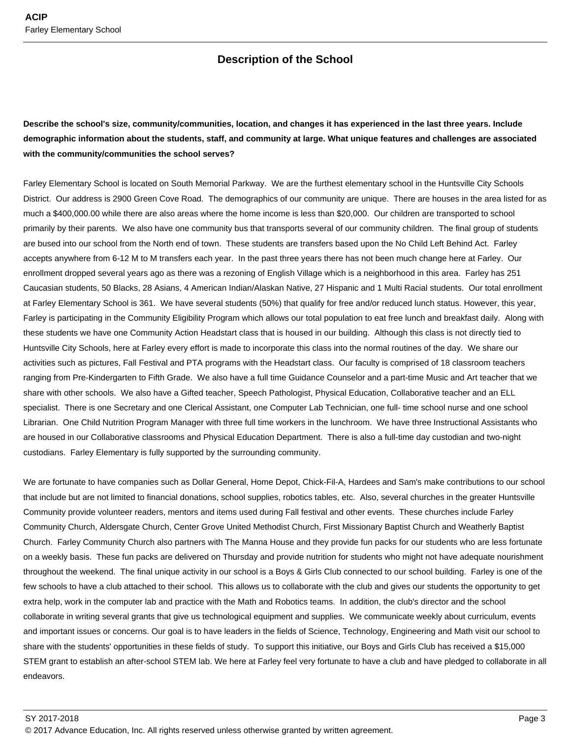## Description of the School

**Describe the school's size, community/communities, location, and changes it has experienced in the last three years. Include demographic information about the students, staff, and community at large. What unique features and challenges are associated with the community/communities the school serves?**

Farley Elementary School is located on South Memorial Parkway. We are the furthest elementary school in the Huntsville City Schools District. Our address is 2900 Green Cove Road. The demographics of our community are unique. There are houses in the area listed for as much a $400,000.00 while there are also areas where the home income is less than $20,000. Our children are transported to school primarily by their parents. We also have one community bus that transports several of our community children. The final group of students are bused into our school from the North end of town. These students are transfers based upon the No Child Left Behind Act. Farley accepts anywhere from 6-12 M to M transfers each year. In the past three years there has not been much change here at Farley. Our enrollment dropped several years ago as there was a rezoning of English Village which is a neighborhood in this area. Farley has 251 Caucasian students, 50 Blacks, 28 Asians, 4 American Indian/Alaskan Native, 27 Hispanic and 1 Multi Racial students. Our total enrollment at Farley Elementary School is 361. We have several students (50%) that qualify for free and/or reduced lunch status. However, this year, Farley is participating in the Community Eligibility Program which allows our total population to eat free lunch and breakfast daily. Along with these students we have one Community Action Headstart class that is housed in our building. Although this class is not directly tied to Huntsville City Schools, here at Farley every effort is made to incorporate this class into the normal routines of the day. We share our activities such as pictures, Fall Festival and PTA programs with the Headstart class. Our faculty is comprised of 18 classroom teachers ranging from Pre-Kindergarten to Fifth Grade. We also have a full time Guidance Counselor and a part-time Music and Art teacher that we share with other schools. We also have a Gifted teacher, Speech Pathologist, Physical Education, Collaborative teacher and an ELL specialist. There is one Secretary and one Clerical Assistant, one Computer Lab Technician, one full- time school nurse and one school Librarian. One Child Nutrition Program Manager with three full time workers in the lunchroom. We have three Instructional Assistants who are housed in our Collaborative classrooms and Physical Education Department. There is also a full-time day custodian and two-night custodians. Farley Elementary is fully supported by the surrounding community.

We are fortunate to have companies such as Dollar General, Home Depot, Chick-Fil-A, Hardees and Sam's make contributions to our school that include but are not limited to financial donations, school supplies, robotics tables, etc. Also, several churches in the greater Huntsville Community provide volunteer readers, mentors and items used during Fall festival and other events. These churches include Farley Community Church, Aldersgate Church, Center Grove United Methodist Church, First Missionary Baptist Church and Weatherly Baptist Church. Farley Community Church also partners with The Manna House and they provide fun packs for our students who are less fortunate on a weekly basis. These fun packs are delivered on Thursday and provide nutrition for students who might not have adequate nourishment throughout the weekend. The final unique activity in our school is a Boys & Girls Club connected to our school building. Farley is one of the few schools to have a club attached to their school. This allows us to collaborate with the club and gives our students the opportunity to get extra help, work in the computer lab and practice with the Math and Robotics teams. In addition, the club's director and the school collaborate in writing several grants that give us technological equipment and supplies. We communicate weekly about curriculum, events and important issues or concerns. Our goal is to have leaders in the fields of Science, Technology, Engineering and Math visit our school to share with the students' opportunities in these fields of study. To support this initiative, our Boys and Girls Club has received a $15,000 STEM grant to establish an after-school STEM lab. We here at Farley feel very fortunate to have a club and have pledged to collaborate in all endeavors.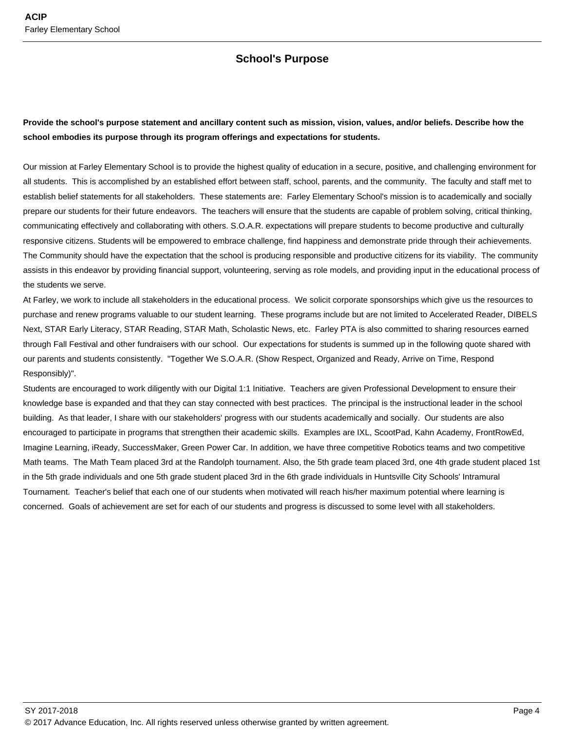## School's Purpose

**Provide the school's purpose statement and ancillary content such as mission, vision, values, and/or beliefs. Describe how the school embodies its purpose through its program offerings and expectations for students.**

Our mission at Farley Elementary School is to provide the highest quality of education in a secure, positive, and challenging environment for all students.  This is accomplished by an established effort between staff, school, parents, and the community.  The faculty and staff met to establish belief statements for all stakeholders.  These statements are:  Farley Elementary School's mission is to academically and socially prepare our students for their future endeavors.  The teachers will ensure that the students are capable of problem solving, critical thinking, communicating effectively and collaborating with others. S.O.A.R. expectations will prepare students to become productive and culturally responsive citizens. Students will be empowered to embrace challenge, find happiness and demonstrate pride through their achievements. The Community should have the expectation that the school is producing responsible and productive citizens for its viability.  The community assists in this endeavor by providing financial support, volunteering, serving as role models, and providing input in the educational process of the students we serve.

At Farley, we work to include all stakeholders in the educational process.  We solicit corporate sponsorships which give us the resources to purchase and renew programs valuable to our student learning.  These programs include but are not limited to Accelerated Reader, DIBELS Next, STAR Early Literacy, STAR Reading, STAR Math, Scholastic News, etc.  Farley PTA is also committed to sharing resources earned through Fall Festival and other fundraisers with our school.  Our expectations for students is summed up in the following quote shared with our parents and students consistently.  "Together We S.O.A.R. (Show Respect, Organized and Ready, Arrive on Time, Respond Responsibly)".

Students are encouraged to work diligently with our Digital 1:1 Initiative.  Teachers are given Professional Development to ensure their knowledge base is expanded and that they can stay connected with best practices.  The principal is the instructional leader in the school building.  As that leader, I share with our stakeholders' progress with our students academically and socially.  Our students are also encouraged to participate in programs that strengthen their academic skills.  Examples are IXL, ScootPad, Kahn Academy, FrontRowEd, Imagine Learning, iReady, SuccessMaker, Green Power Car. In addition, we have three competitive Robotics teams and two competitive Math teams.  The Math Team placed 3rd at the Randolph tournament. Also, the 5th grade team placed 3rd, one 4th grade student placed 1st in the 5th grade individuals and one 5th grade student placed 3rd in the 6th grade individuals in Huntsville City Schools' Intramural Tournament.  Teacher's belief that each one of our students when motivated will reach his/her maximum potential where learning is concerned.  Goals of achievement are set for each of our students and progress is discussed to some level with all stakeholders.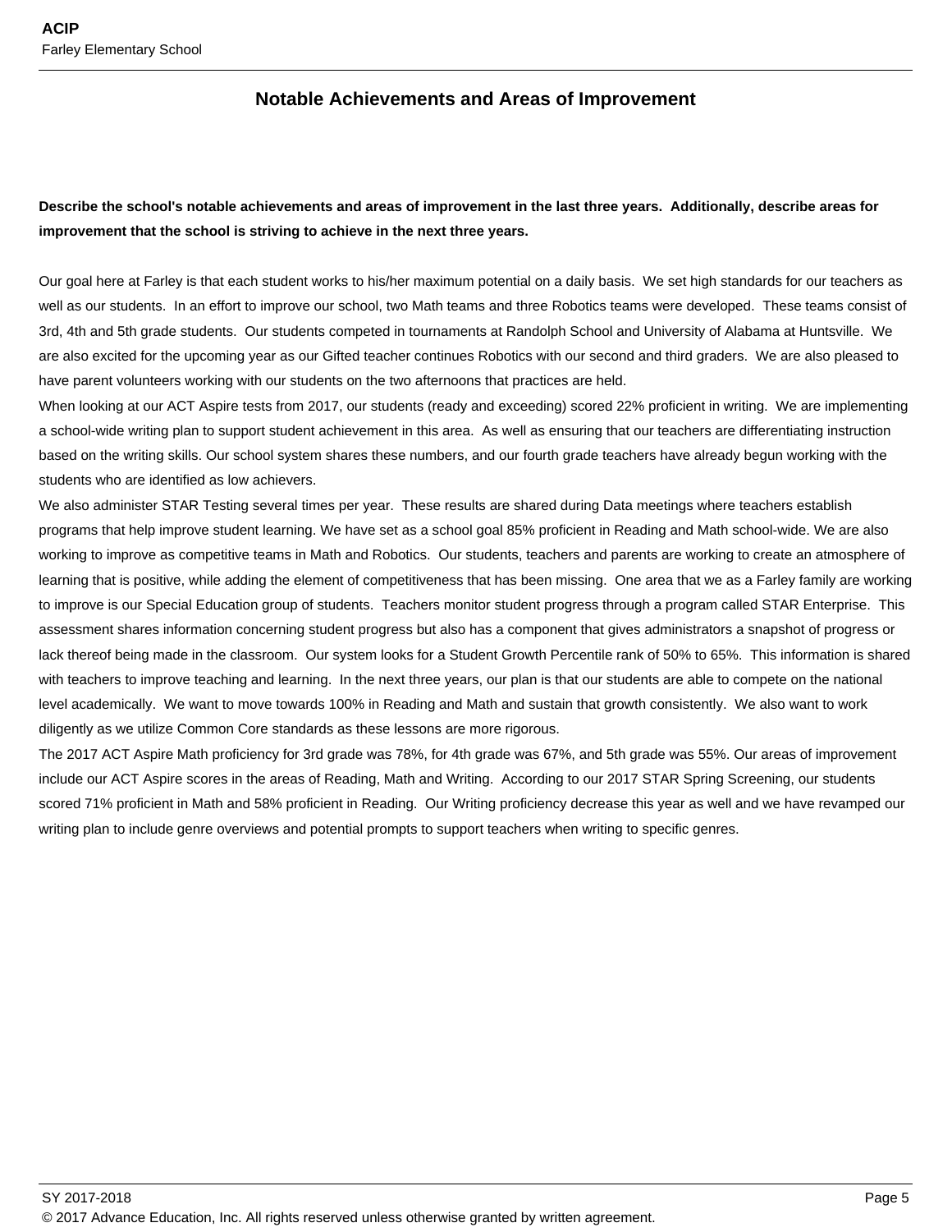## Notable Achievements and Areas of Improvement

**Describe the school's notable achievements and areas of improvement in the last three years. Additionally, describe areas for improvement that the school is striving to achieve in the next three years.**

Our goal here at Farley is that each student works to his/her maximum potential on a daily basis. We set high standards for our teachers as well as our students. In an effort to improve our school, two Math teams and three Robotics teams were developed. These teams consist of 3rd, 4th and 5th grade students. Our students competed in tournaments at Randolph School and University of Alabama at Huntsville. We are also excited for the upcoming year as our Gifted teacher continues Robotics with our second and third graders. We are also pleased to have parent volunteers working with our students on the two afternoons that practices are held.

When looking at our ACT Aspire tests from 2017, our students (ready and exceeding) scored 22% proficient in writing. We are implementing a school-wide writing plan to support student achievement in this area. As well as ensuring that our teachers are differentiating instruction based on the writing skills. Our school system shares these numbers, and our fourth grade teachers have already begun working with the students who are identified as low achievers.

We also administer STAR Testing several times per year. These results are shared during Data meetings where teachers establish programs that help improve student learning. We have set as a school goal 85% proficient in Reading and Math school-wide. We are also working to improve as competitive teams in Math and Robotics. Our students, teachers and parents are working to create an atmosphere of learning that is positive, while adding the element of competitiveness that has been missing. One area that we as a Farley family are working to improve is our Special Education group of students. Teachers monitor student progress through a program called STAR Enterprise. This assessment shares information concerning student progress but also has a component that gives administrators a snapshot of progress or lack thereof being made in the classroom. Our system looks for a Student Growth Percentile rank of 50% to 65%. This information is shared with teachers to improve teaching and learning. In the next three years, our plan is that our students are able to compete on the national level academically. We want to move towards 100% in Reading and Math and sustain that growth consistently. We also want to work diligently as we utilize Common Core standards as these lessons are more rigorous.

The 2017 ACT Aspire Math proficiency for 3rd grade was 78%, for 4th grade was 67%, and 5th grade was 55%. Our areas of improvement include our ACT Aspire scores in the areas of Reading, Math and Writing. According to our 2017 STAR Spring Screening, our students scored 71% proficient in Math and 58% proficient in Reading. Our Writing proficiency decrease this year as well and we have revamped our writing plan to include genre overviews and potential prompts to support teachers when writing to specific genres.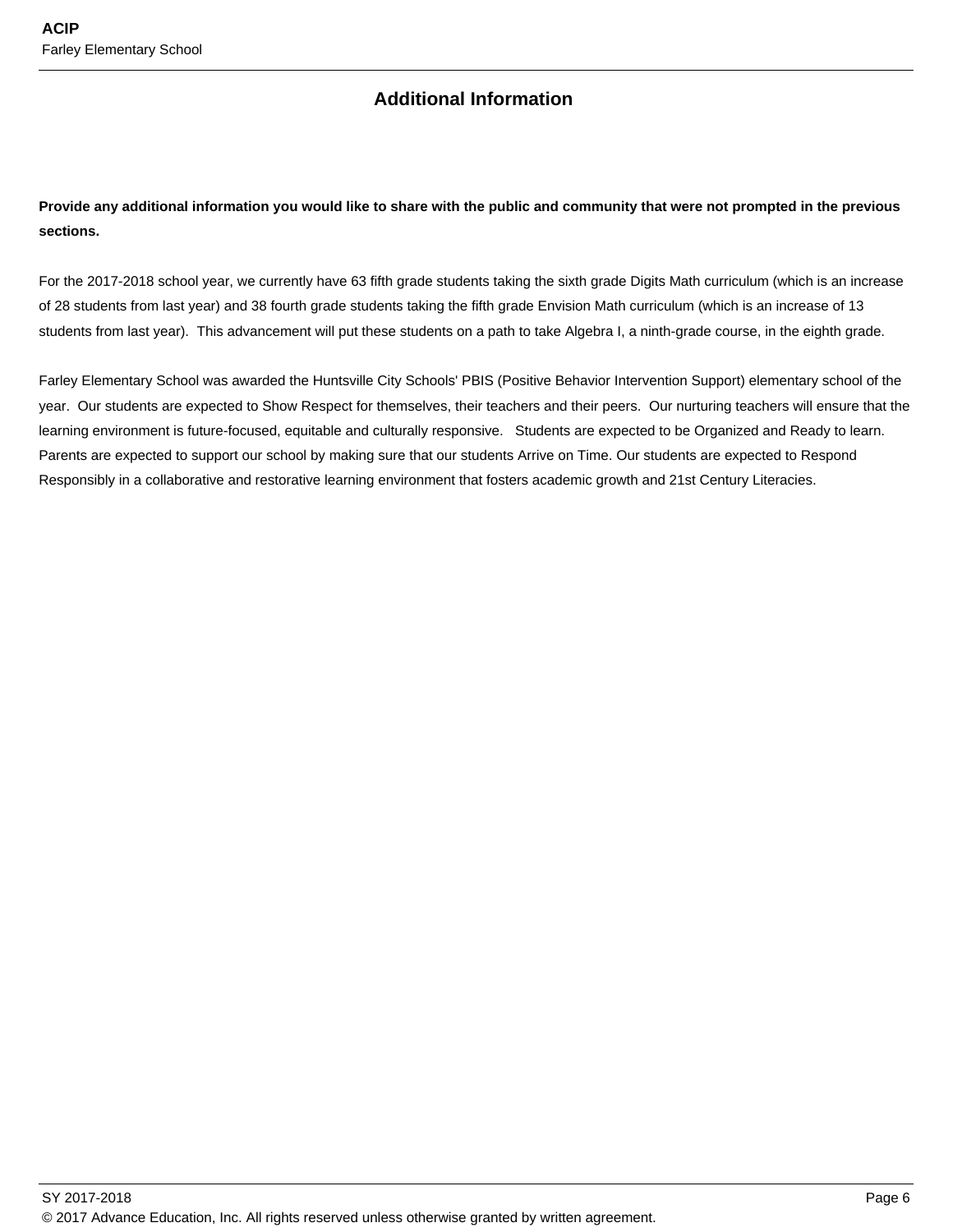## Additional Information

**Provide any additional information you would like to share with the public and community that were not prompted in the previous sections.**

For the 2017-2018 school year, we currently have 63 fifth grade students taking the sixth grade Digits Math curriculum (which is an increase of 28 students from last year) and 38 fourth grade students taking the fifth grade Envision Math curriculum (which is an increase of 13 students from last year). This advancement will put these students on a path to take Algebra I, a ninth-grade course, in the eighth grade.

Farley Elementary School was awarded the Huntsville City Schools' PBIS (Positive Behavior Intervention Support) elementary school of the year. Our students are expected to Show Respect for themselves, their teachers and their peers. Our nurturing teachers will ensure that the learning environment is future-focused, equitable and culturally responsive. Students are expected to be Organized and Ready to learn. Parents are expected to support our school by making sure that our students Arrive on Time. Our students are expected to Respond Responsibly in a collaborative and restorative learning environment that fosters academic growth and 21st Century Literacies.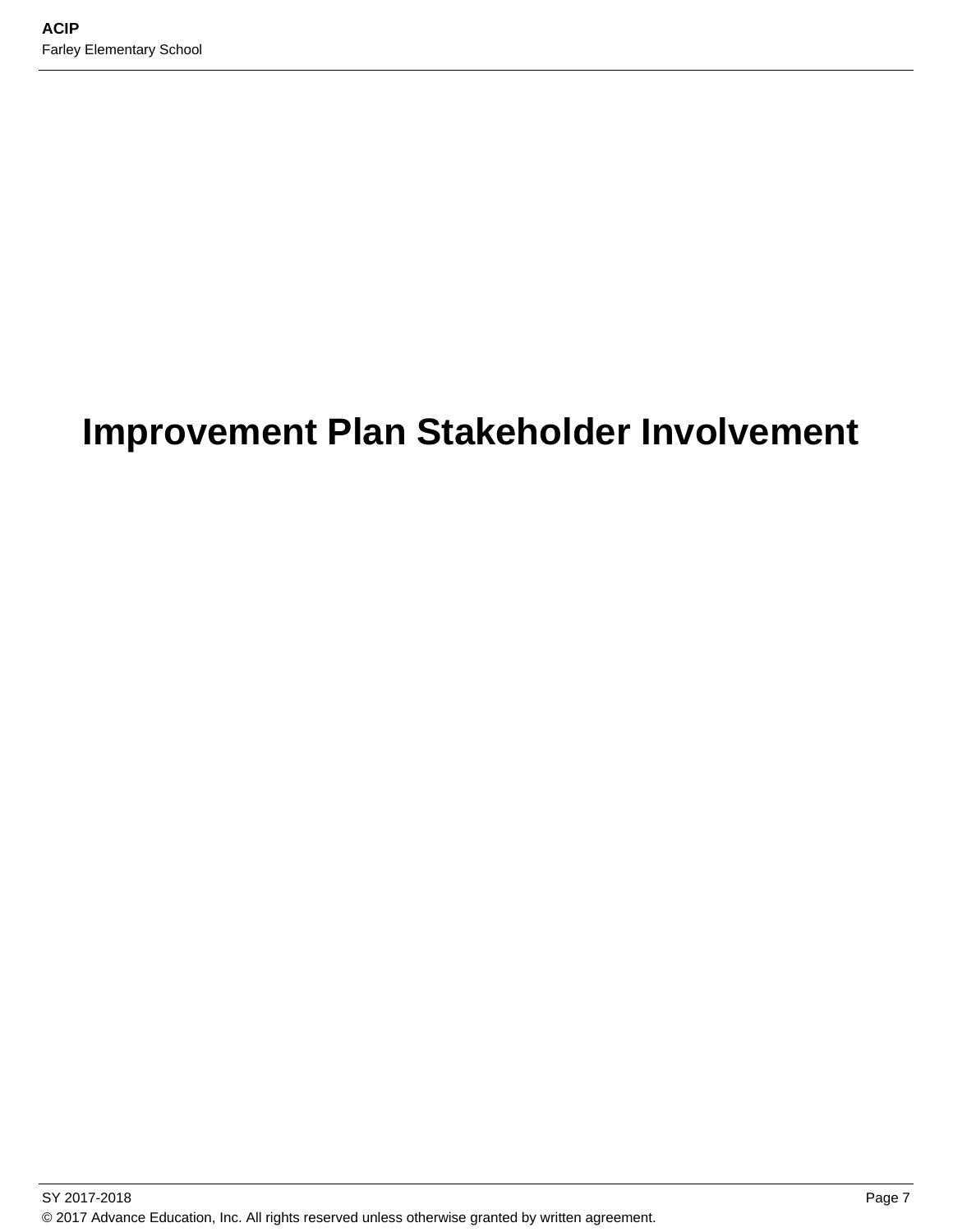# Improvement Plan Stakeholder Involvement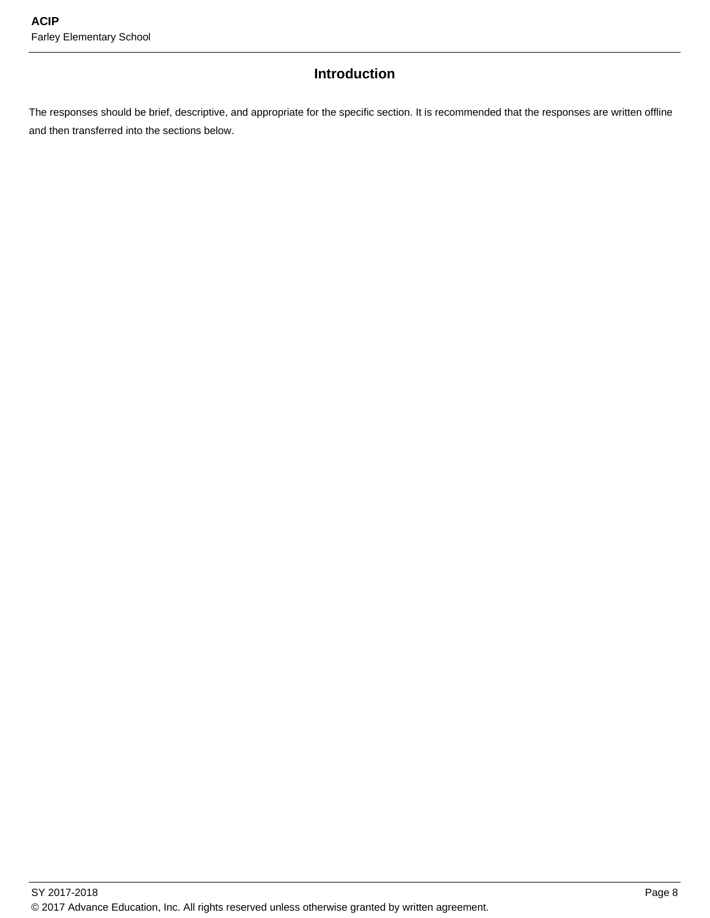## Introduction

The responses should be brief, descriptive, and appropriate for the specific section. It is recommended that the responses are written offline and then transferred into the sections below.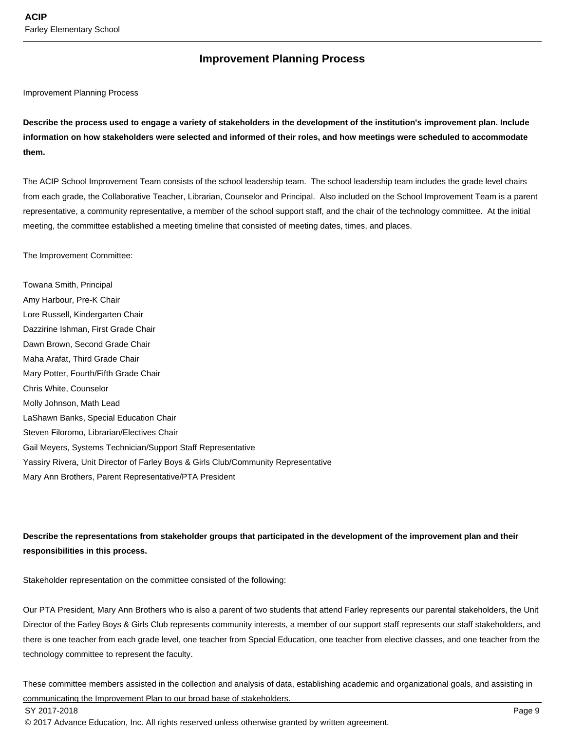## Improvement Planning Process

Improvement Planning Process

**Describe the process used to engage a variety of stakeholders in the development of the institution's improvement plan. Include information on how stakeholders were selected and informed of their roles, and how meetings were scheduled to accommodate them.**

The ACIP School Improvement Team consists of the school leadership team. The school leadership team includes the grade level chairs from each grade, the Collaborative Teacher, Librarian, Counselor and Principal. Also included on the School Improvement Team is a parent representative, a community representative, a member of the school support staff, and the chair of the technology committee. At the initial meeting, the committee established a meeting timeline that consisted of meeting dates, times, and places.

The Improvement Committee:

Towana Smith, Principal
Amy Harbour, Pre-K Chair
Lore Russell, Kindergarten Chair
Dazzirine Ishman, First Grade Chair
Dawn Brown, Second Grade Chair
Maha Arafat, Third Grade Chair
Mary Potter, Fourth/Fifth Grade Chair
Chris White, Counselor
Molly Johnson, Math Lead
LaShawn Banks, Special Education Chair
Steven Filoromo, Librarian/Electives Chair
Gail Meyers, Systems Technician/Support Staff Representative
Yassiry Rivera, Unit Director of Farley Boys & Girls Club/Community Representative
Mary Ann Brothers, Parent Representative/PTA President

**Describe the representations from stakeholder groups that participated in the development of the improvement plan and their responsibilities in this process.**

Stakeholder representation on the committee consisted of the following:

Our PTA President, Mary Ann Brothers who is also a parent of two students that attend Farley represents our parental stakeholders, the Unit Director of the Farley Boys & Girls Club represents community interests, a member of our support staff represents our staff stakeholders, and there is one teacher from each grade level, one teacher from Special Education, one teacher from elective classes, and one teacher from the technology committee to represent the faculty.

These committee members assisted in the collection and analysis of data, establishing academic and organizational goals, and assisting in communicating the Improvement Plan to our broad base of stakeholders.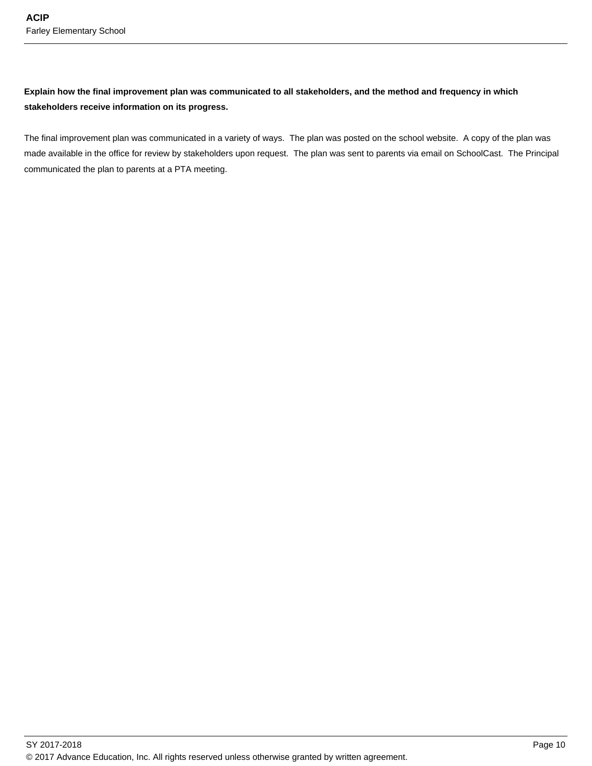**Explain how the final improvement plan was communicated to all stakeholders, and the method and frequency in which stakeholders receive information on its progress.**

The final improvement plan was communicated in a variety of ways. The plan was posted on the school website. A copy of the plan was made available in the office for review by stakeholders upon request. The plan was sent to parents via email on SchoolCast. The Principal communicated the plan to parents at a PTA meeting.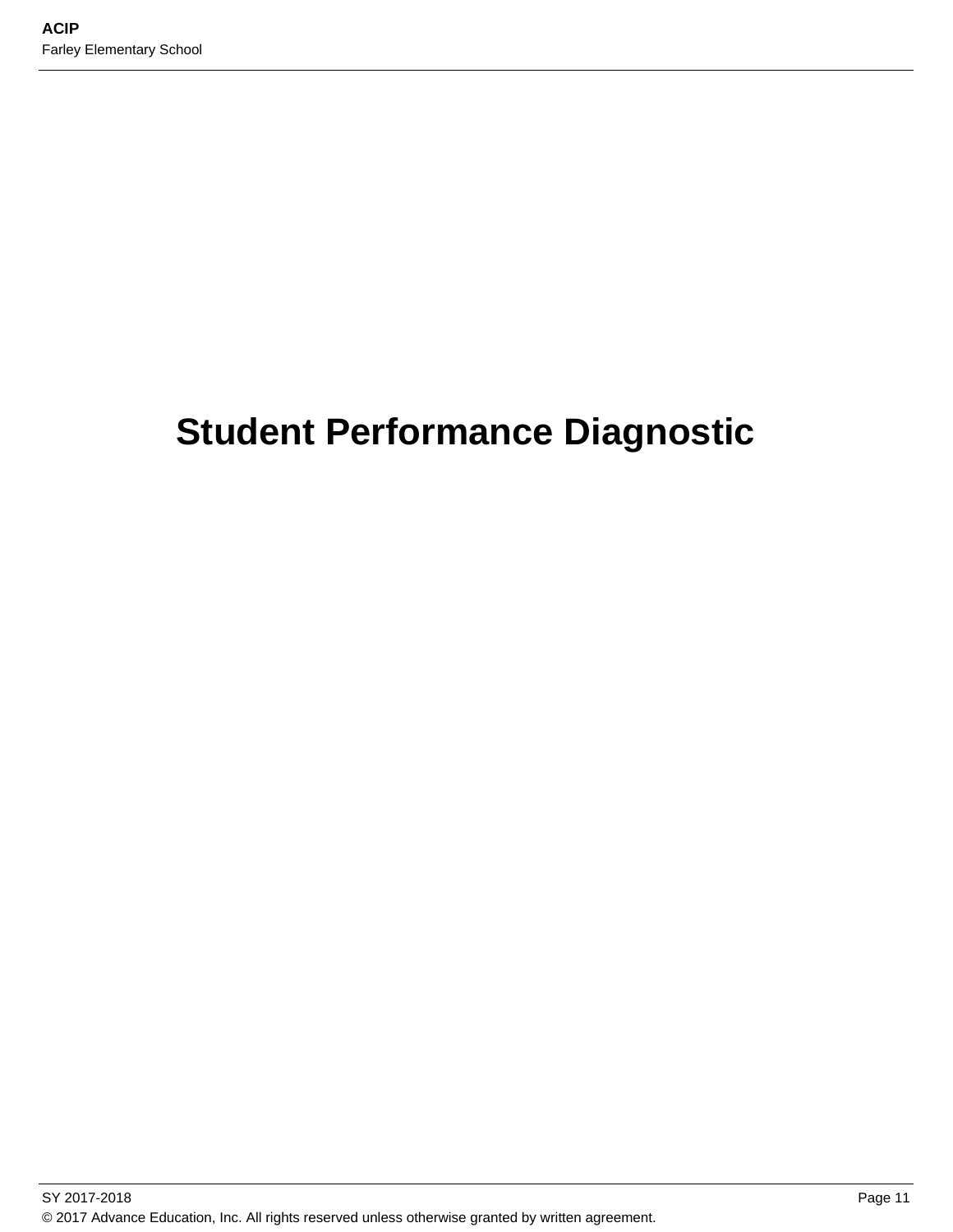# Student Performance Diagnostic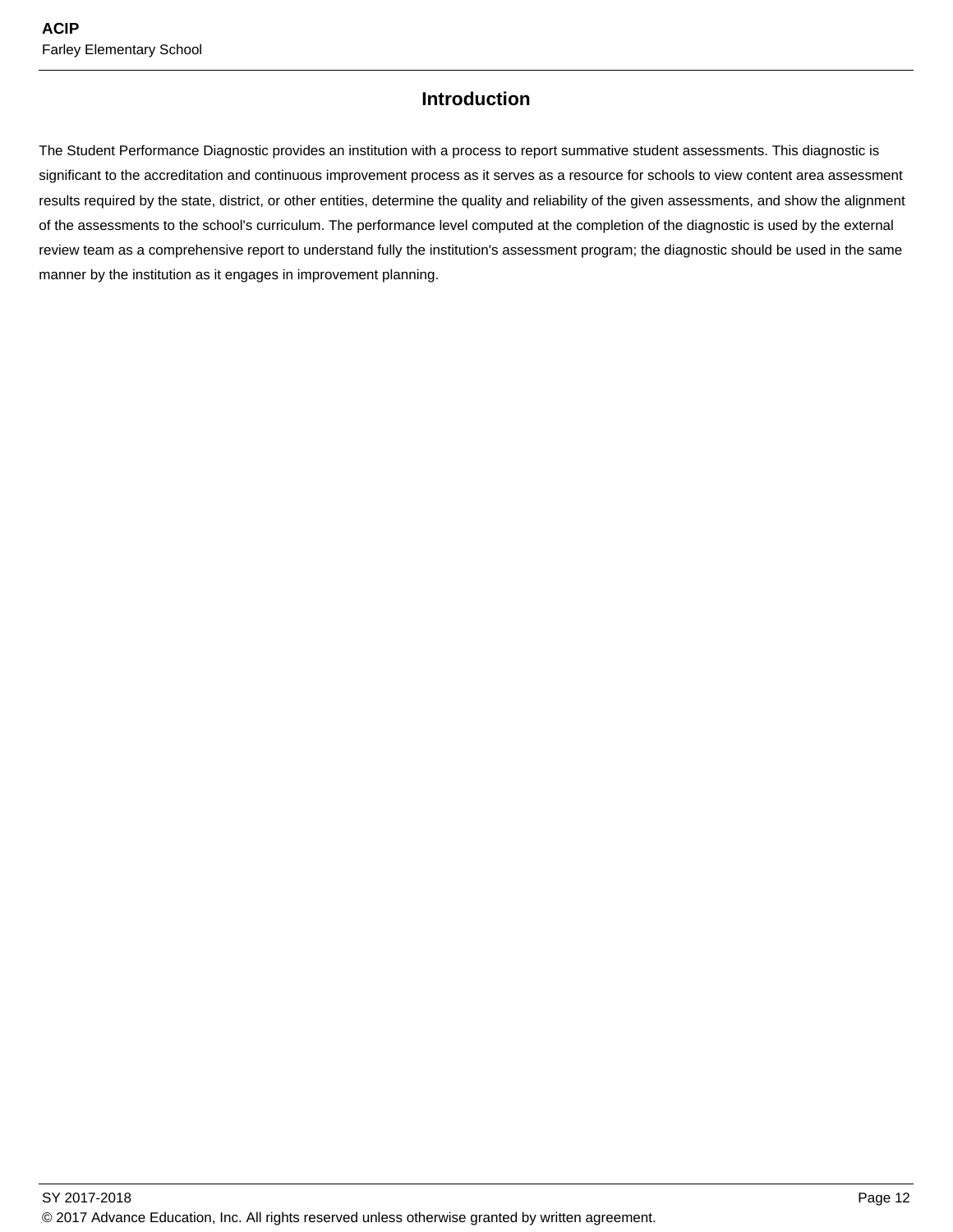## Introduction

The Student Performance Diagnostic provides an institution with a process to report summative student assessments. This diagnostic is significant to the accreditation and continuous improvement process as it serves as a resource for schools to view content area assessment results required by the state, district, or other entities, determine the quality and reliability of the given assessments, and show the alignment of the assessments to the school's curriculum. The performance level computed at the completion of the diagnostic is used by the external review team as a comprehensive report to understand fully the institution's assessment program; the diagnostic should be used in the same manner by the institution as it engages in improvement planning.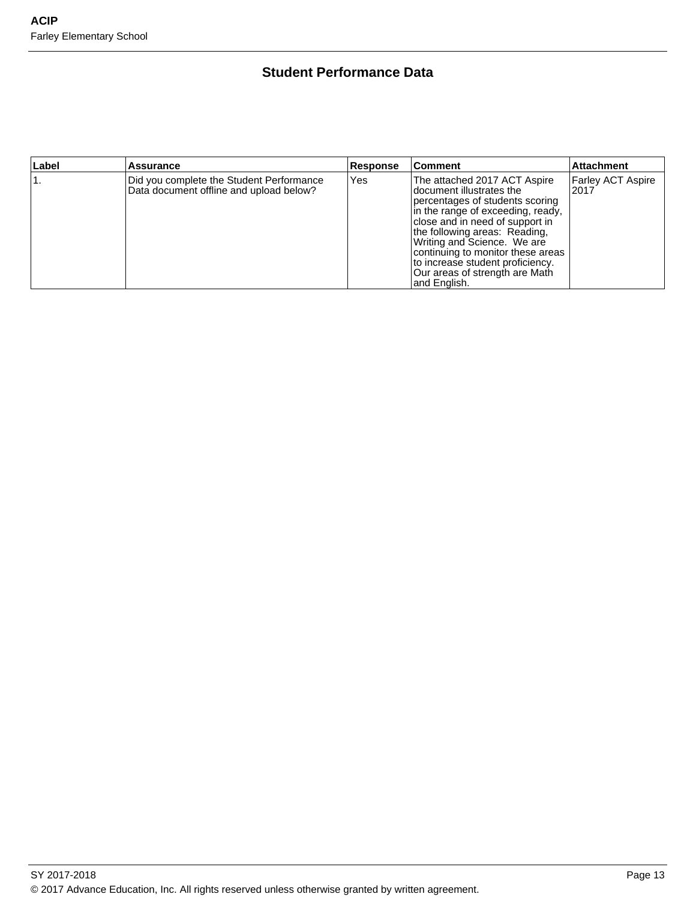## Student Performance Data

| Label | Assurance | Response | Comment | Attachment |
|---|---|---|---|---|
| 1. | Did you complete the Student Performance Data document offline and upload below? | Yes | The attached 2017 ACT Aspire document illustrates the percentages of students scoring in the range of exceeding, ready, close and in need of support in the following areas: Reading, Writing and Science. We are continuing to monitor these areas to increase student proficiency. Our areas of strength are Math and English. | Farley ACT Aspire 2017 |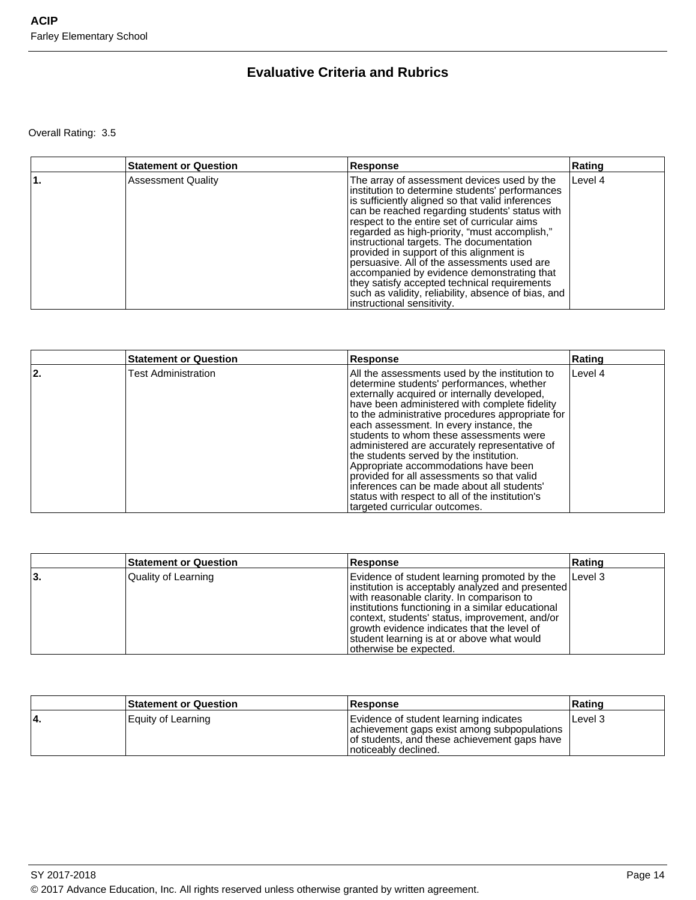## Evaluative Criteria and Rubrics

Overall Rating: 3.5

| | Statement or Question | Response | Rating |
|---|---|---|---|
| **1.** | Assessment Quality | The array of assessment devices used by the institution to determine students' performances is sufficiently aligned so that valid inferences can be reached regarding students' status with respect to the entire set of curricular aims regarded as high-priority, "must accomplish," instructional targets. The documentation provided in support of this alignment is persuasive. All of the assessments used are accompanied by evidence demonstrating that they satisfy accepted technical requirements such as validity, reliability, absence of bias, and instructional sensitivity. | Level 4 |

| | Statement or Question | Response | Rating |
|---|---|---|---|
| **2.** | Test Administration | All the assessments used by the institution to determine students' performances, whether externally acquired or internally developed, have been administered with complete fidelity to the administrative procedures appropriate for each assessment. In every instance, the students to whom these assessments were administered are accurately representative of the students served by the institution. Appropriate accommodations have been provided for all assessments so that valid inferences can be made about all students' status with respect to all of the institution's targeted curricular outcomes. | Level 4 |

| | Statement or Question | Response | Rating |
|---|---|---|---|
| **3.** | Quality of Learning | Evidence of student learning promoted by the institution is acceptably analyzed and presented with reasonable clarity. In comparison to institutions functioning in a similar educational context, students' status, improvement, and/or growth evidence indicates that the level of student learning is at or above what would otherwise be expected. | Level 3 |

| | Statement or Question | Response | Rating |
|---|---|---|---|
| **4.** | Equity of Learning | Evidence of student learning indicates achievement gaps exist among subpopulations of students, and these achievement gaps have noticeably declined. | Level 3 |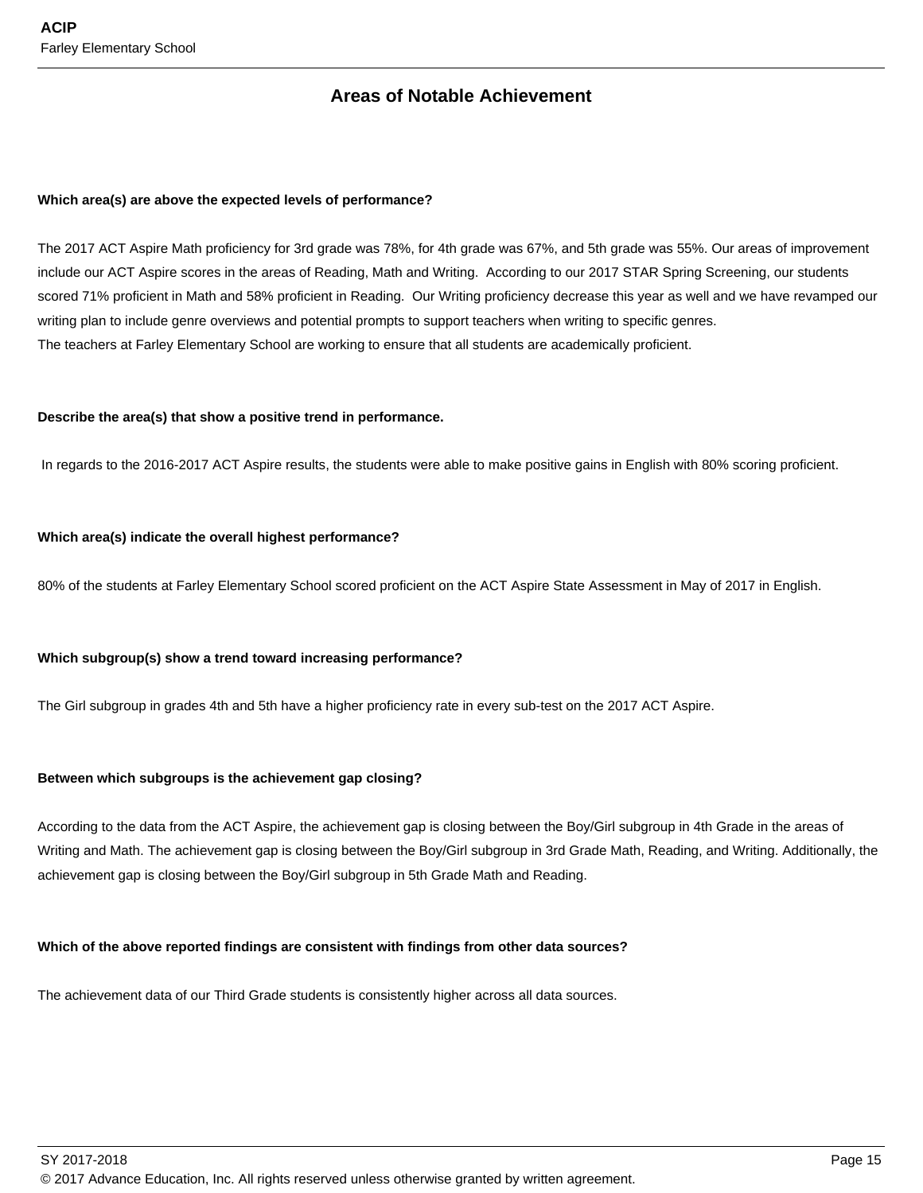## Areas of Notable Achievement

**Which area(s) are above the expected levels of performance?**

The 2017 ACT Aspire Math proficiency for 3rd grade was 78%, for 4th grade was 67%, and 5th grade was 55%. Our areas of improvement include our ACT Aspire scores in the areas of Reading, Math and Writing. According to our 2017 STAR Spring Screening, our students scored 71% proficient in Math and 58% proficient in Reading. Our Writing proficiency decrease this year as well and we have revamped our writing plan to include genre overviews and potential prompts to support teachers when writing to specific genres.
The teachers at Farley Elementary School are working to ensure that all students are academically proficient.

**Describe the area(s) that show a positive trend in performance.**

In regards to the 2016-2017 ACT Aspire results, the students were able to make positive gains in English with 80% scoring proficient.

**Which area(s) indicate the overall highest performance?**

80% of the students at Farley Elementary School scored proficient on the ACT Aspire State Assessment in May of 2017 in English.

**Which subgroup(s) show a trend toward increasing performance?**

The Girl subgroup in grades 4th and 5th have a higher proficiency rate in every sub-test on the 2017 ACT Aspire.

**Between which subgroups is the achievement gap closing?**

According to the data from the ACT Aspire, the achievement gap is closing between the Boy/Girl subgroup in 4th Grade in the areas of Writing and Math. The achievement gap is closing between the Boy/Girl subgroup in 3rd Grade Math, Reading, and Writing. Additionally, the achievement gap is closing between the Boy/Girl subgroup in 5th Grade Math and Reading.

**Which of the above reported findings are consistent with findings from other data sources?**

The achievement data of our Third Grade students is consistently higher across all data sources.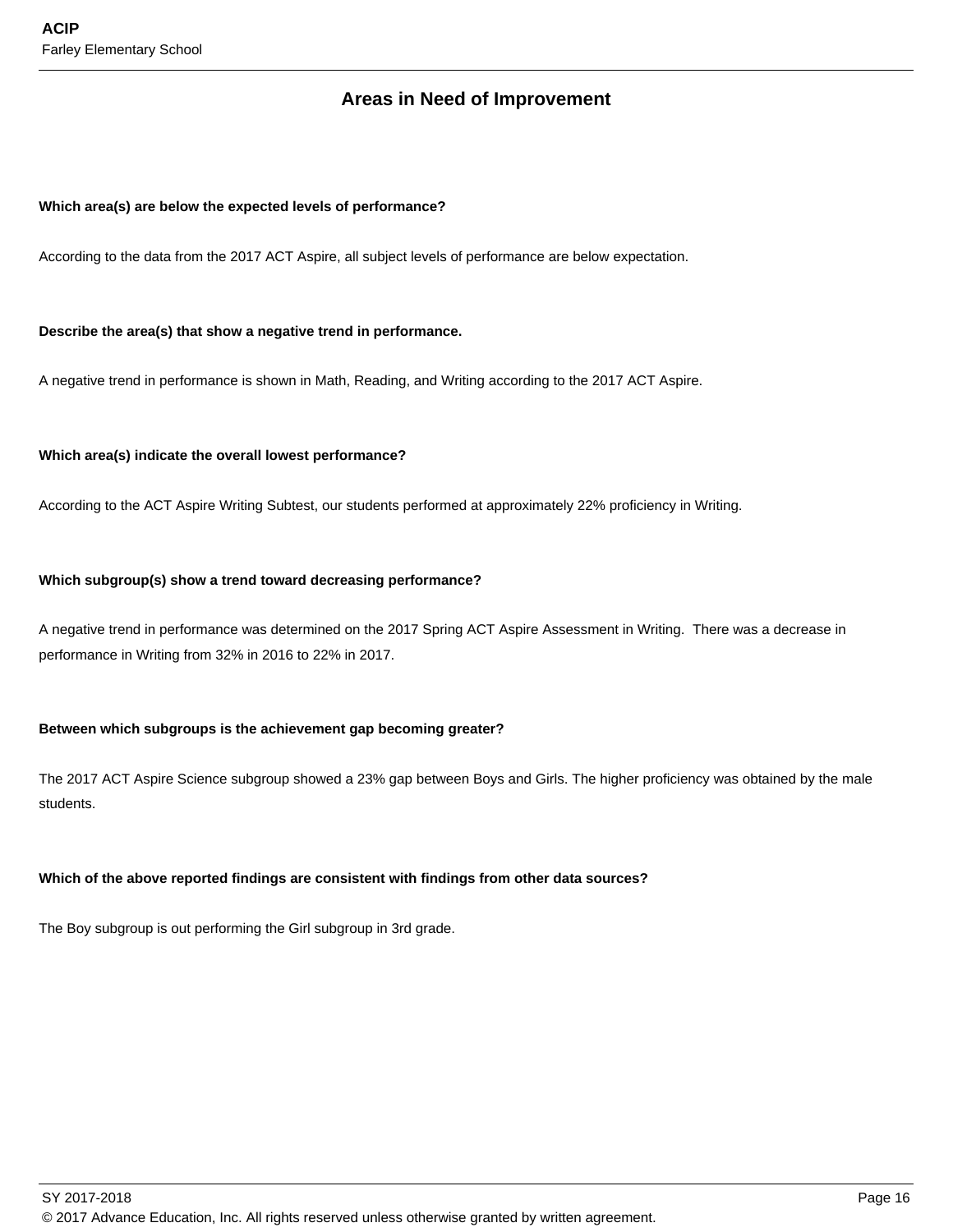## Areas in Need of Improvement

**Which area(s) are below the expected levels of performance?**

According to the data from the 2017 ACT Aspire, all subject levels of performance are below expectation.

**Describe the area(s) that show a negative trend in performance.**

A negative trend in performance is shown in Math, Reading, and Writing according to the 2017 ACT Aspire.

**Which area(s) indicate the overall lowest performance?**

According to the ACT Aspire Writing Subtest, our students performed at approximately 22% proficiency in Writing.

**Which subgroup(s) show a trend toward decreasing performance?**

A negative trend in performance was determined on the 2017 Spring ACT Aspire Assessment in Writing. There was a decrease in performance in Writing from 32% in 2016 to 22% in 2017.

**Between which subgroups is the achievement gap becoming greater?**

The 2017 ACT Aspire Science subgroup showed a 23% gap between Boys and Girls. The higher proficiency was obtained by the male students.

**Which of the above reported findings are consistent with findings from other data sources?**

The Boy subgroup is out performing the Girl subgroup in 3rd grade.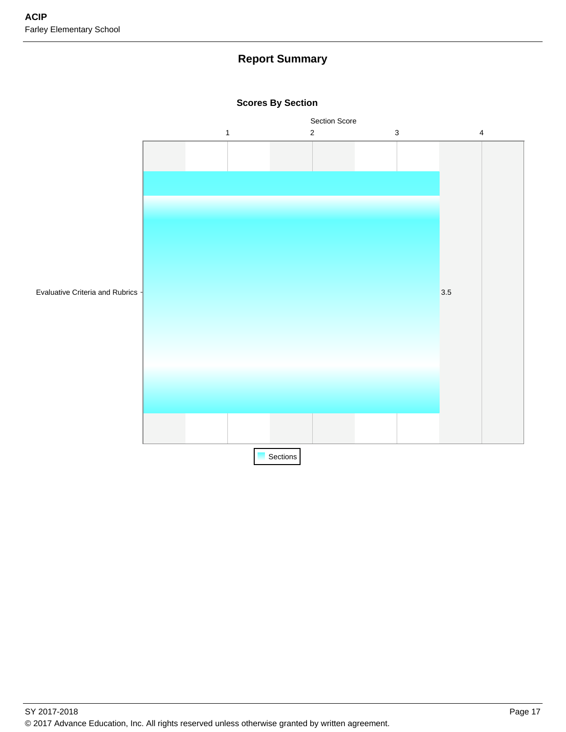## Report Summary

### Scores By Section

Section Score

| Section | Score |
| --- | --- |
| Evaluative Criteria and Rubrics | 3.5 |

Sections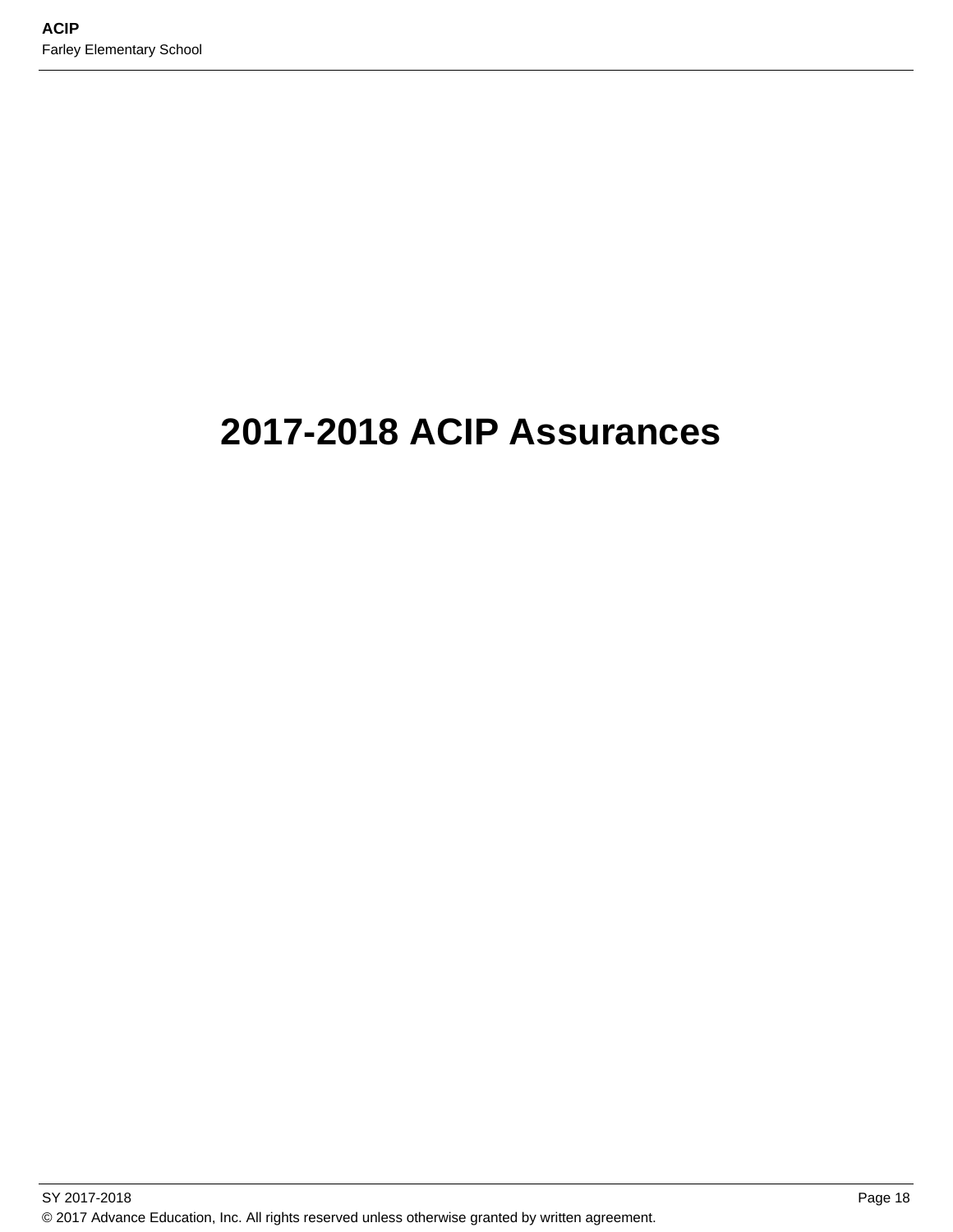# 2017-2018 ACIP Assurances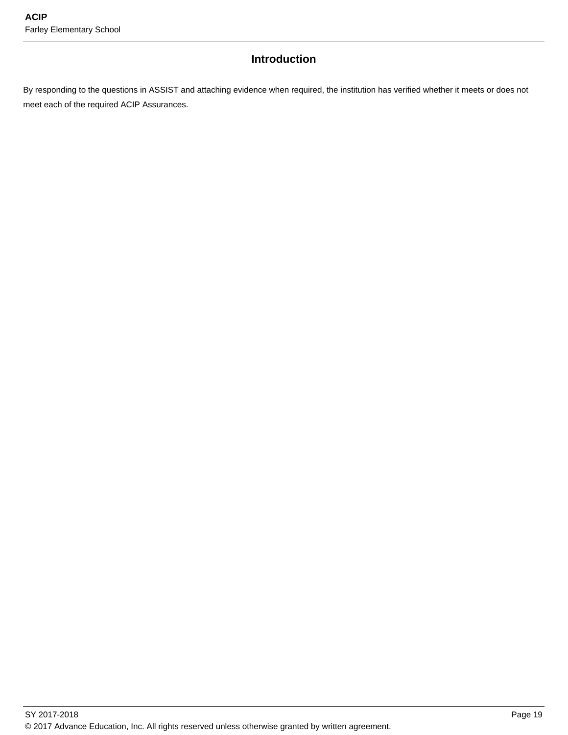## Introduction

By responding to the questions in ASSIST and attaching evidence when required, the institution has verified whether it meets or does not meet each of the required ACIP Assurances.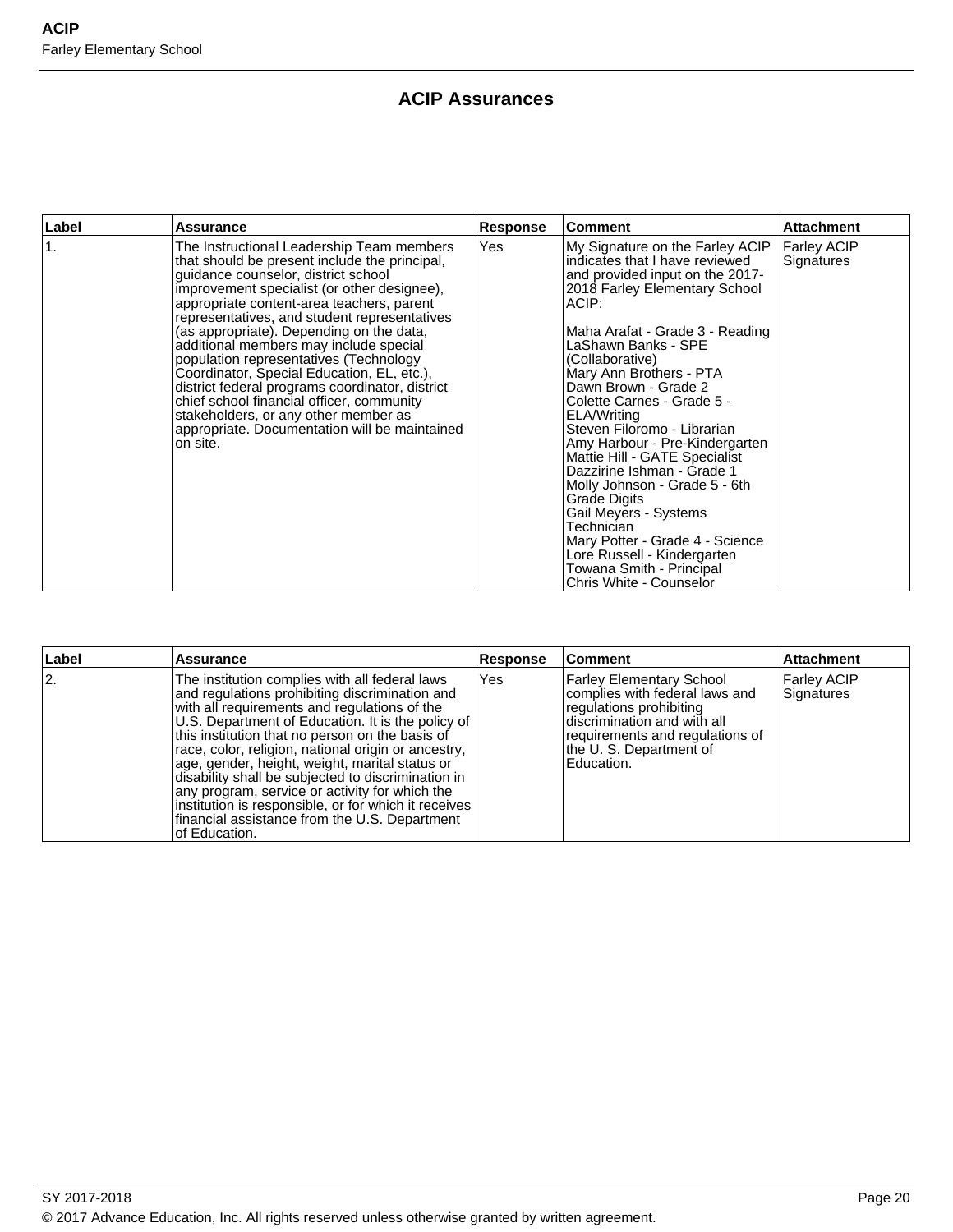# ACIP Assurances

| Label | Assurance | Response | Comment | Attachment |
|---|---|---|---|---|
| 1. | The Instructional Leadership Team members that should be present include the principal, guidance counselor, district school improvement specialist (or other designee), appropriate content-area teachers, parent representatives, and student representatives (as appropriate). Depending on the data, additional members may include special population representatives (Technology Coordinator, Special Education, EL, etc.), district federal programs coordinator, district chief school financial officer, community stakeholders, or any other member as appropriate. Documentation will be maintained on site. | Yes | My Signature on the Farley ACIP indicates that I have reviewed and provided input on the 2017-2018 Farley Elementary School ACIP:<br><br>Maha Arafat - Grade 3 - Reading<br>LaShawn Banks - SPE (Collaborative)<br>Mary Ann Brothers - PTA<br>Dawn Brown - Grade 2<br>Colette Carnes - Grade 5 - ELA/Writing<br>Steven Filoromo - Librarian<br>Amy Harbour - Pre-Kindergarten<br>Mattie Hill - GATE Specialist<br>Dazzirine Ishman - Grade 1<br>Molly Johnson - Grade 5 - 6th Grade Digits<br>Gail Meyers - Systems Technician<br>Mary Potter - Grade 4 - Science<br>Lore Russell - Kindergarten<br>Towana Smith - Principal<br>Chris White - Counselor | Farley ACIP Signatures |

| Label | Assurance | Response | Comment | Attachment |
|---|---|---|---|---|
| 2. | The institution complies with all federal laws and regulations prohibiting discrimination and with all requirements and regulations of the U.S. Department of Education. It is the policy of this institution that no person on the basis of race, color, religion, national origin or ancestry, age, gender, height, weight, marital status or disability shall be subjected to discrimination in any program, service or activity for which the institution is responsible, or for which it receives financial assistance from the U.S. Department of Education. | Yes | Farley Elementary School complies with federal laws and regulations prohibiting discrimination and with all requirements and regulations of the U. S. Department of Education. | Farley ACIP Signatures |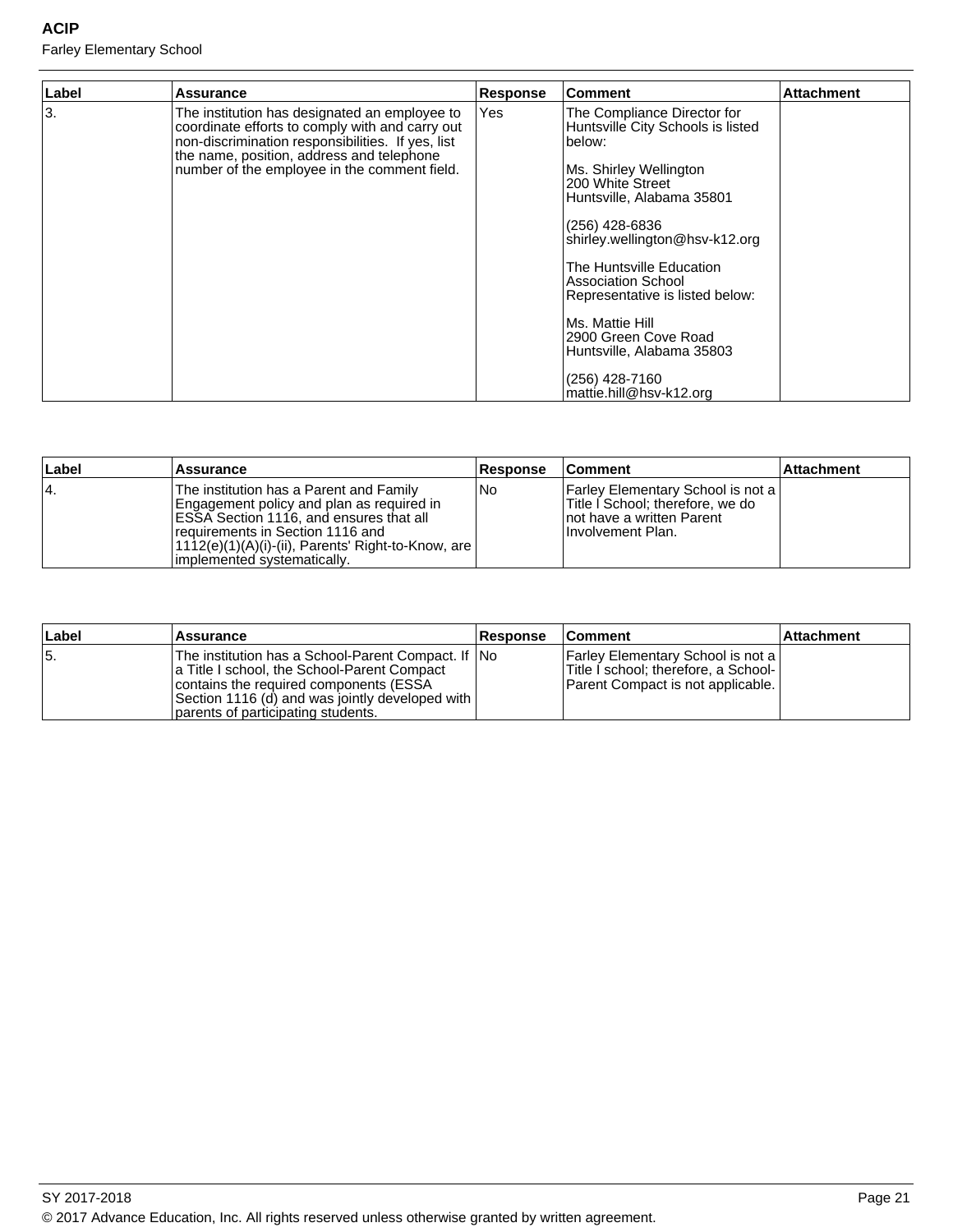| Label | Assurance | Response | Comment | Attachment |
|---|---|---|---|---|
| 3. | The institution has designated an employee to coordinate efforts to comply with and carry out non-discrimination responsibilities. If yes, list the name, position, address and telephone number of the employee in the comment field. | Yes | The Compliance Director for Huntsville City Schools is listed below:<br><br>Ms. Shirley Wellington<br>200 White Street<br>Huntsville, Alabama 35801<br><br>(256) 428-6836<br>shirley.wellington@hsv-k12.org<br><br>The Huntsville Education Association School Representative is listed below:<br><br>Ms. Mattie Hill<br>2900 Green Cove Road<br>Huntsville, Alabama 35803<br><br>(256) 428-7160<br>mattie.hill@hsv-k12.org | |

| Label | Assurance | Response | Comment | Attachment |
|---|---|---|---|---|
| 4. | The institution has a Parent and Family Engagement policy and plan as required in ESSA Section 1116, and ensures that all requirements in Section 1116 and 1112(e)(1)(A)(i)-(ii), Parents' Right-to-Know, are implemented systematically. | No | Farley Elementary School is not a Title I School; therefore, we do not have a written Parent Involvement Plan. | |

| Label | Assurance | Response | Comment | Attachment |
|---|---|---|---|---|
| 5. | The institution has a School-Parent Compact. If a Title I school, the School-Parent Compact contains the required components (ESSA Section 1116 (d) and was jointly developed with parents of participating students. | No | Farley Elementary School is not a Title I school; therefore, a School-Parent Compact is not applicable. | |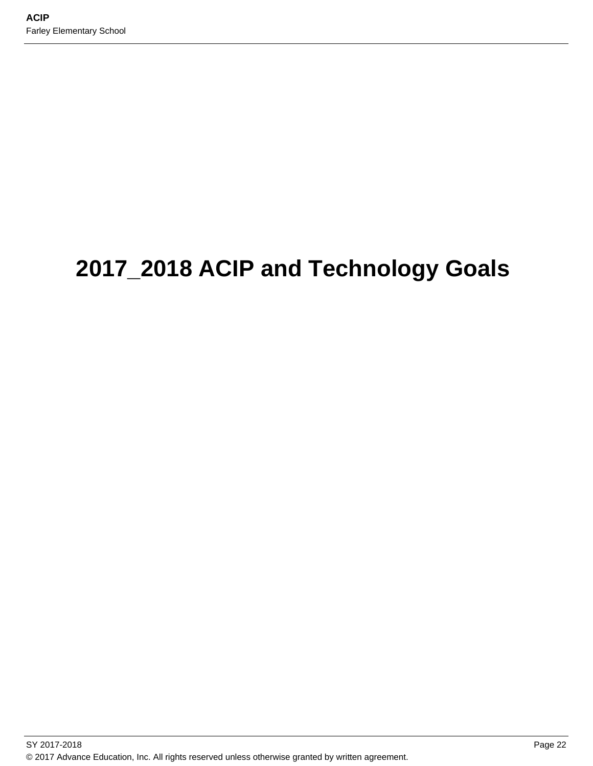# 2017_2018 ACIP and Technology Goals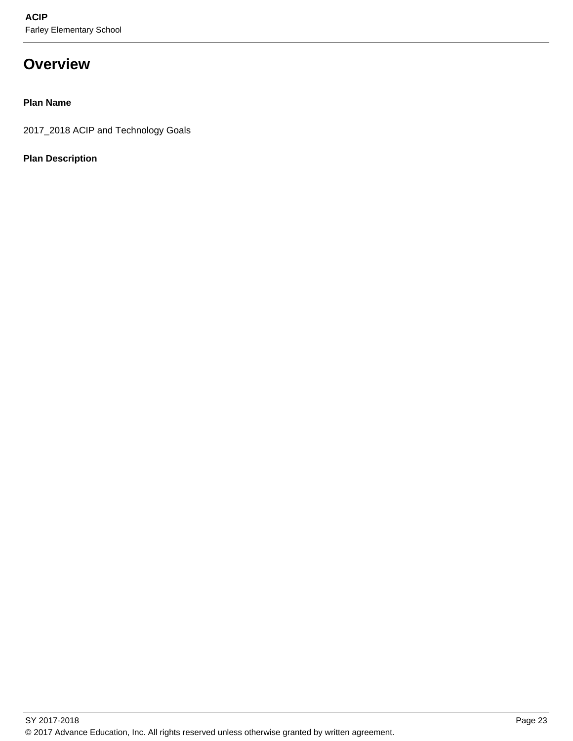# Overview

**Plan Name**

2017_2018 ACIP and Technology Goals

**Plan Description**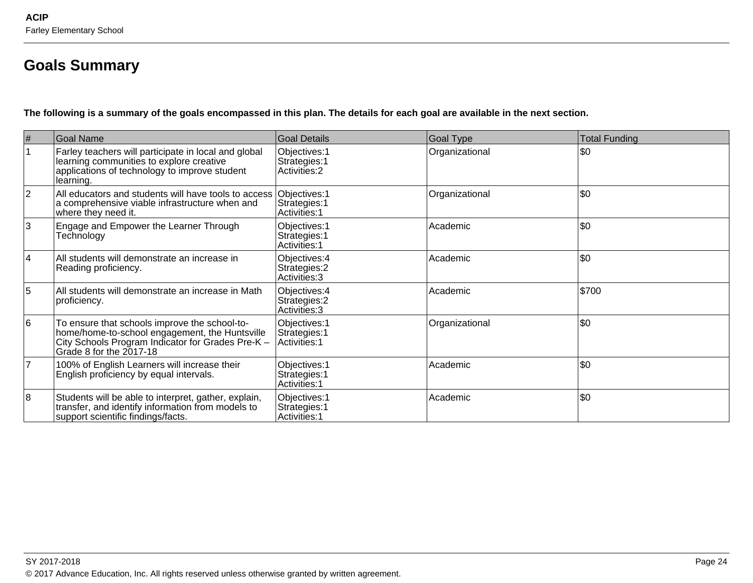## Goals Summary

**The following is a summary of the goals encompassed in this plan. The details for each goal are available in the next section.**

| # | Goal Name | Goal Details | Goal Type | Total Funding |
|---|---|---|---|---|
| 1 | Farley teachers will participate in local and global learning communities to explore creative applications of technology to improve student learning. | Objectives:1<br>Strategies:1<br>Activities:2 | Organizational | $0 |
| 2 | All educators and students will have tools to access a comprehensive viable infrastructure when and where they need it. | Objectives:1<br>Strategies:1<br>Activities:1 | Organizational | $0 |
| 3 | Engage and Empower the Learner Through Technology | Objectives:1<br>Strategies:1<br>Activities:1 | Academic | $0 |
| 4 | All students will demonstrate an increase in Reading proficiency. | Objectives:4<br>Strategies:2<br>Activities:3 | Academic | $0 |
| 5 | All students will demonstrate an increase in Math proficiency. | Objectives:4<br>Strategies:2<br>Activities:3 | Academic | $700 |
| 6 | To ensure that schools improve the school-to-home/home-to-school engagement, the Huntsville City Schools Program Indicator for Grades Pre-K – Grade 8 for the 2017-18 | Objectives:1<br>Strategies:1<br>Activities:1 | Organizational | $0 |
| 7 | 100% of English Learners will increase their English proficiency by equal intervals. | Objectives:1<br>Strategies:1<br>Activities:1 | Academic | $0 |
| 8 | Students will be able to interpret, gather, explain, transfer, and identify information from models to support scientific findings/facts. | Objectives:1<br>Strategies:1<br>Activities:1 | Academic | $0 |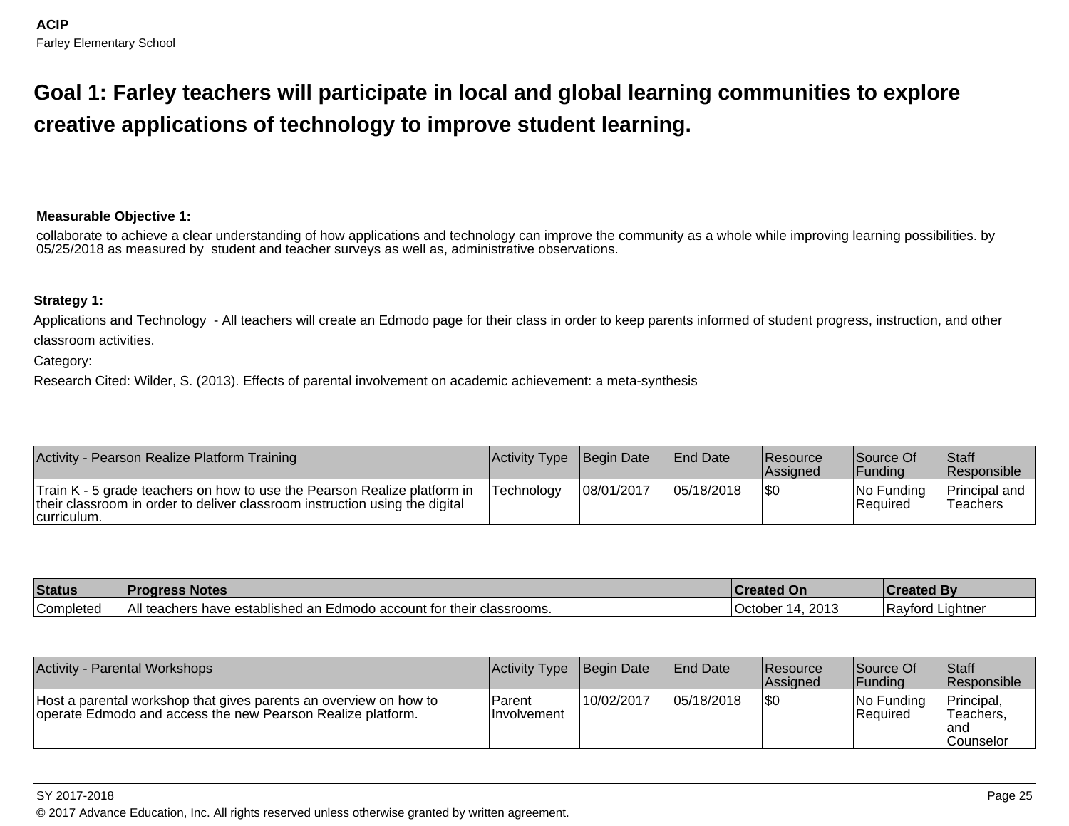# Goal 1: Farley teachers will participate in local and global learning communities to explore creative applications of technology to improve student learning.

**Measurable Objective 1:**

collaborate to achieve a clear understanding of how applications and technology can improve the community as a whole while improving learning possibilities. by 05/25/2018 as measured by student and teacher surveys as well as, administrative observations.

**Strategy 1:**

Applications and Technology - All teachers will create an Edmodo page for their class in order to keep parents informed of student progress, instruction, and other classroom activities.

Category:

Research Cited: Wilder, S. (2013). Effects of parental involvement on academic achievement: a meta-synthesis

| Activity - Pearson Realize Platform Training | Activity Type | Begin Date | End Date | Resource Assigned | Source Of Funding | Staff Responsible |
|---|---|---|---|---|---|---|
| Train K - 5 grade teachers on how to use the Pearson Realize platform in their classroom in order to deliver classroom instruction using the digital curriculum. | Technology | 08/01/2017 | 05/18/2018 | $0 | No Funding Required | Principal and Teachers |

| Status | Progress Notes | Created On | Created By |
|---|---|---|---|
| Completed | All teachers have established an Edmodo account for their classrooms. | October 14, 2013 | Rayford Lightner |

| Activity - Parental Workshops | Activity Type | Begin Date | End Date | Resource Assigned | Source Of Funding | Staff Responsible |
|---|---|---|---|---|---|---|
| Host a parental workshop that gives parents an overview on how to operate Edmodo and access the new Pearson Realize platform. | Parent Involvement | 10/02/2017 | 05/18/2018 | $0 | No Funding Required | Principal, Teachers, and Counselor |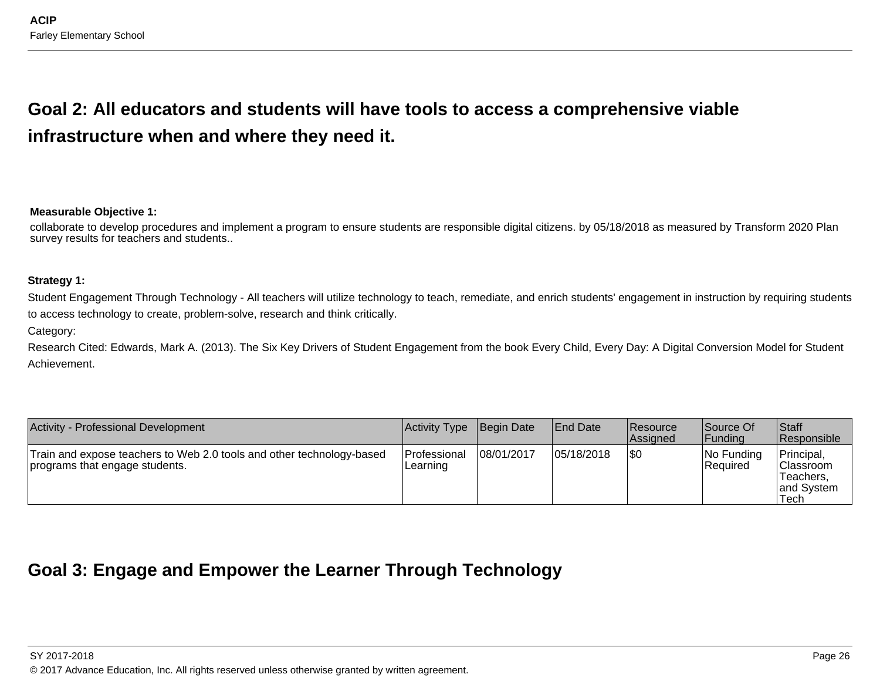## Goal 2: All educators and students will have tools to access a comprehensive viable infrastructure when and where they need it.

**Measurable Objective 1:**

collaborate to develop procedures and implement a program to ensure students are responsible digital citizens. by 05/18/2018 as measured by Transform 2020 Plan survey results for teachers and students..

**Strategy 1:**

Student Engagement Through Technology - All teachers will utilize technology to teach, remediate, and enrich students' engagement in instruction by requiring students to access technology to create, problem-solve, research and think critically.

Category:

Research Cited: Edwards, Mark A. (2013). The Six Key Drivers of Student Engagement from the book Every Child, Every Day: A Digital Conversion Model for Student Achievement.

| Activity - Professional Development | Activity Type | Begin Date | End Date | Resource Assigned | Source Of Funding | Staff Responsible |
|---|---|---|---|---|---|---|
| Train and expose teachers to Web 2.0 tools and other technology-based programs that engage students. | Professional Learning | 08/01/2017 | 05/18/2018 | $0 | No Funding Required | Principal, Classroom Teachers, and System Tech |

## Goal 3: Engage and Empower the Learner Through Technology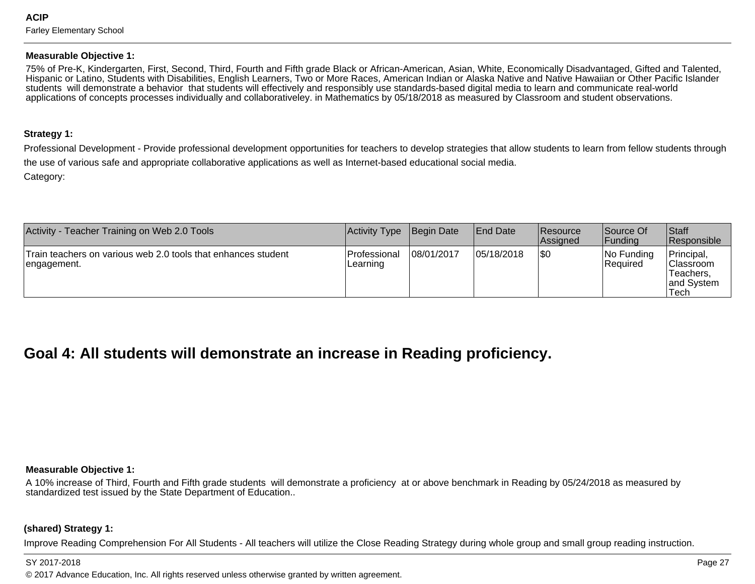**Measurable Objective 1:**

75% of Pre-K, Kindergarten, First, Second, Third, Fourth and Fifth grade Black or African-American, Asian, White, Economically Disadvantaged, Gifted and Talented, Hispanic or Latino, Students with Disabilities, English Learners, Two or More Races, American Indian or Alaska Native and Native Hawaiian or Other Pacific Islander students  will demonstrate a behavior  that students will effectively and responsibly use standards-based digital media to learn and communicate real-world applications of concepts processes individually and collaborativeley. in Mathematics by 05/18/2018 as measured by Classroom and student observations.

**Strategy 1:**

Professional Development - Provide professional development opportunities for teachers to develop strategies that allow students to learn from fellow students through the use of various safe and appropriate collaborative applications as well as Internet-based educational social media.

Category:

| Activity - Teacher Training on Web 2.0 Tools | Activity Type | Begin Date | End Date | Resource Assigned | Source Of Funding | Staff Responsible |
|---|---|---|---|---|---|---|
| Train teachers on various web 2.0 tools that enhances student engagement. | Professional Learning | 08/01/2017 | 05/18/2018 | $0 | No Funding Required | Principal, Classroom Teachers, and System Tech |

## Goal 4: All students will demonstrate an increase in Reading proficiency.

**Measurable Objective 1:**

A 10% increase of Third, Fourth and Fifth grade students  will demonstrate a proficiency  at or above benchmark in Reading by 05/24/2018 as measured by standardized test issued by the State Department of Education..

**(shared) Strategy 1:**

Improve Reading Comprehension For All Students - All teachers will utilize the Close Reading Strategy during whole group and small group reading instruction.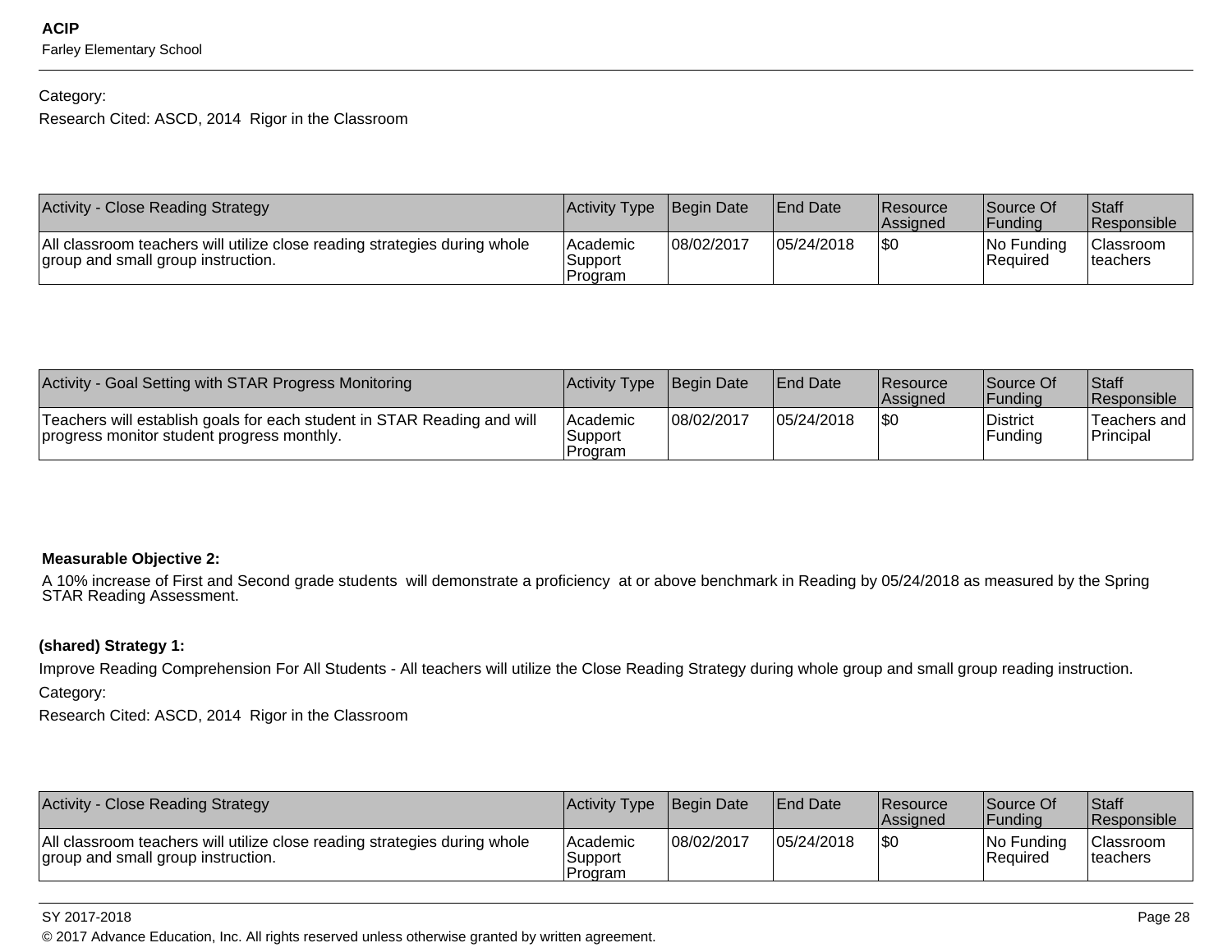Category:

Research Cited: ASCD, 2014 Rigor in the Classroom

| Activity - Close Reading Strategy | Activity Type | Begin Date | End Date | Resource Assigned | Source Of Funding | Staff Responsible |
|---|---|---|---|---|---|---|
| All classroom teachers will utilize close reading strategies during whole group and small group instruction. | Academic Support Program | 08/02/2017 | 05/24/2018 | $0 | No Funding Required | Classroom teachers |

| Activity - Goal Setting with STAR Progress Monitoring | Activity Type | Begin Date | End Date | Resource Assigned | Source Of Funding | Staff Responsible |
|---|---|---|---|---|---|---|
| Teachers will establish goals for each student in STAR Reading and will progress monitor student progress monthly. | Academic Support Program | 08/02/2017 | 05/24/2018 | $0 | District Funding | Teachers and Principal |

**Measurable Objective 2:**

A 10% increase of First and Second grade students will demonstrate a proficiency at or above benchmark in Reading by 05/24/2018 as measured by the Spring STAR Reading Assessment.

**(shared) Strategy 1:**

Improve Reading Comprehension For All Students - All teachers will utilize the Close Reading Strategy during whole group and small group reading instruction.

Category:

Research Cited: ASCD, 2014 Rigor in the Classroom

| Activity - Close Reading Strategy | Activity Type | Begin Date | End Date | Resource Assigned | Source Of Funding | Staff Responsible |
|---|---|---|---|---|---|---|
| All classroom teachers will utilize close reading strategies during whole group and small group instruction. | Academic Support Program | 08/02/2017 | 05/24/2018 | $0 | No Funding Required | Classroom teachers |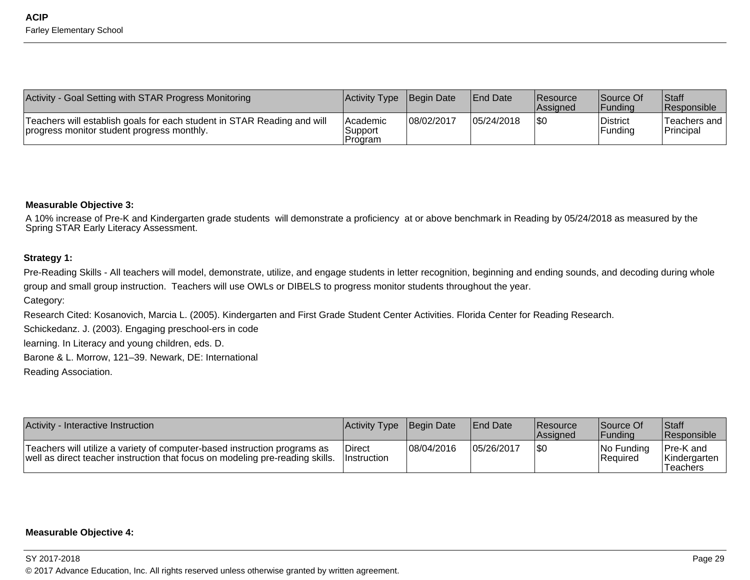| Activity - Goal Setting with STAR Progress Monitoring | Activity Type | Begin Date | End Date | Resource Assigned | Source Of Funding | Staff Responsible |
|---|---|---|---|---|---|---|
| Teachers will establish goals for each student in STAR Reading and will progress monitor student progress monthly. | Academic Support Program | 08/02/2017 | 05/24/2018 | $0 | District Funding | Teachers and Principal |

**Measurable Objective 3:**

A 10% increase of Pre-K and Kindergarten grade students will demonstrate a proficiency at or above benchmark in Reading by 05/24/2018 as measured by the Spring STAR Early Literacy Assessment.

**Strategy 1:**

Pre-Reading Skills - All teachers will model, demonstrate, utilize, and engage students in letter recognition, beginning and ending sounds, and decoding during whole group and small group instruction. Teachers will use OWLs or DIBELS to progress monitor students throughout the year.

Category:

Research Cited: Kosanovich, Marcia L. (2005). Kindergarten and First Grade Student Center Activities. Florida Center for Reading Research.

Schickedanz. J. (2003). Engaging preschool-ers in code

learning. In Literacy and young children, eds. D.

Barone & L. Morrow, 121–39. Newark, DE: International

Reading Association.

| Activity - Interactive Instruction | Activity Type | Begin Date | End Date | Resource Assigned | Source Of Funding | Staff Responsible |
|---|---|---|---|---|---|---|
| Teachers will utilize a variety of computer-based instruction programs as well as direct teacher instruction that focus on modeling pre-reading skills. | Direct Instruction | 08/04/2016 | 05/26/2017 | $0 | No Funding Required | Pre-K and Kindergarten Teachers |

**Measurable Objective 4:**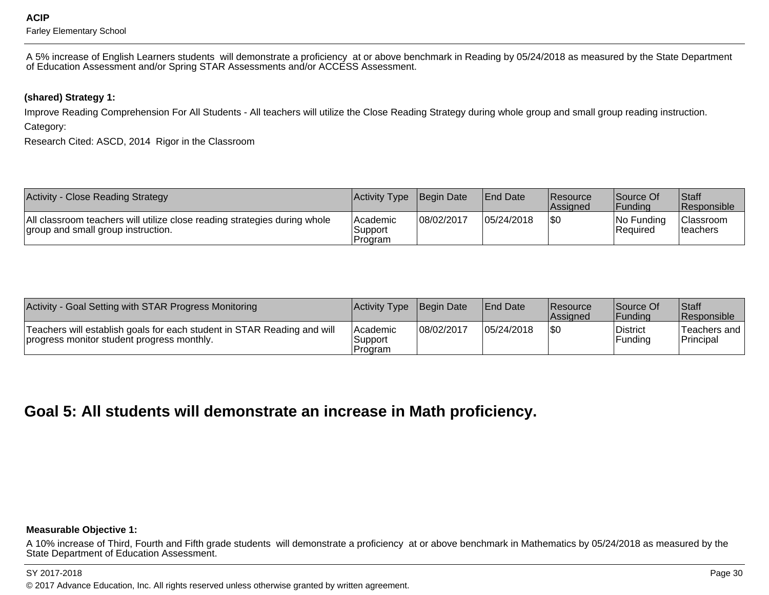A 5% increase of English Learners students will demonstrate a proficiency at or above benchmark in Reading by 05/24/2018 as measured by the State Department of Education Assessment and/or Spring STAR Assessments and/or ACCESS Assessment.

**(shared) Strategy 1:**

Improve Reading Comprehension For All Students - All teachers will utilize the Close Reading Strategy during whole group and small group reading instruction.

Category:

Research Cited: ASCD, 2014 Rigor in the Classroom

| Activity - Close Reading Strategy | Activity Type | Begin Date | End Date | Resource Assigned | Source Of Funding | Staff Responsible |
|---|---|---|---|---|---|---|
| All classroom teachers will utilize close reading strategies during whole group and small group instruction. | Academic Support Program | 08/02/2017 | 05/24/2018 | $0 | No Funding Required | Classroom teachers |

| Activity - Goal Setting with STAR Progress Monitoring | Activity Type | Begin Date | End Date | Resource Assigned | Source Of Funding | Staff Responsible |
|---|---|---|---|---|---|---|
| Teachers will establish goals for each student in STAR Reading and will progress monitor student progress monthly. | Academic Support Program | 08/02/2017 | 05/24/2018 | $0 | District Funding | Teachers and Principal |

## Goal 5: All students will demonstrate an increase in Math proficiency.

**Measurable Objective 1:**

A 10% increase of Third, Fourth and Fifth grade students will demonstrate a proficiency at or above benchmark in Mathematics by 05/24/2018 as measured by the State Department of Education Assessment.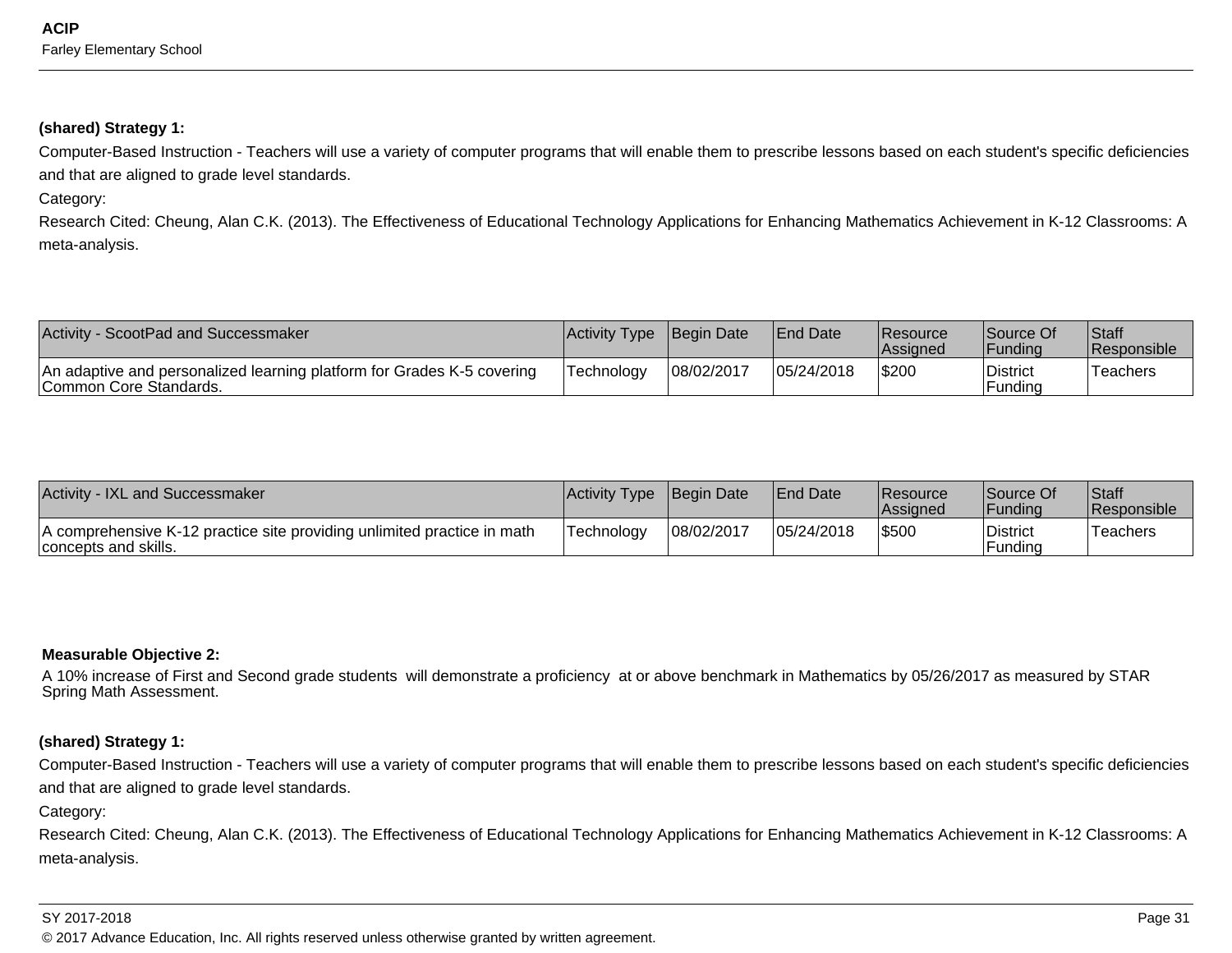**(shared) Strategy 1:**

Computer-Based Instruction - Teachers will use a variety of computer programs that will enable them to prescribe lessons based on each student's specific deficiencies and that are aligned to grade level standards.

Category:

Research Cited: Cheung, Alan C.K. (2013). The Effectiveness of Educational Technology Applications for Enhancing Mathematics Achievement in K-12 Classrooms: A meta-analysis.

| Activity - ScootPad and Successmaker | Activity Type | Begin Date | End Date | Resource Assigned | Source Of Funding | Staff Responsible |
|---|---|---|---|---|---|---|
| An adaptive and personalized learning platform for Grades K-5 covering Common Core Standards. | Technology | 08/02/2017 | 05/24/2018 | $200 | District Funding | Teachers |

| Activity - IXL and Successmaker | Activity Type | Begin Date | End Date | Resource Assigned | Source Of Funding | Staff Responsible |
|---|---|---|---|---|---|---|
| A comprehensive K-12 practice site providing unlimited practice in math concepts and skills. | Technology | 08/02/2017 | 05/24/2018 | $500 | District Funding | Teachers |

**Measurable Objective 2:**

A 10% increase of First and Second grade students will demonstrate a proficiency at or above benchmark in Mathematics by 05/26/2017 as measured by STAR Spring Math Assessment.

**(shared) Strategy 1:**

Computer-Based Instruction - Teachers will use a variety of computer programs that will enable them to prescribe lessons based on each student's specific deficiencies and that are aligned to grade level standards.

Category:

Research Cited: Cheung, Alan C.K. (2013). The Effectiveness of Educational Technology Applications for Enhancing Mathematics Achievement in K-12 Classrooms: A meta-analysis.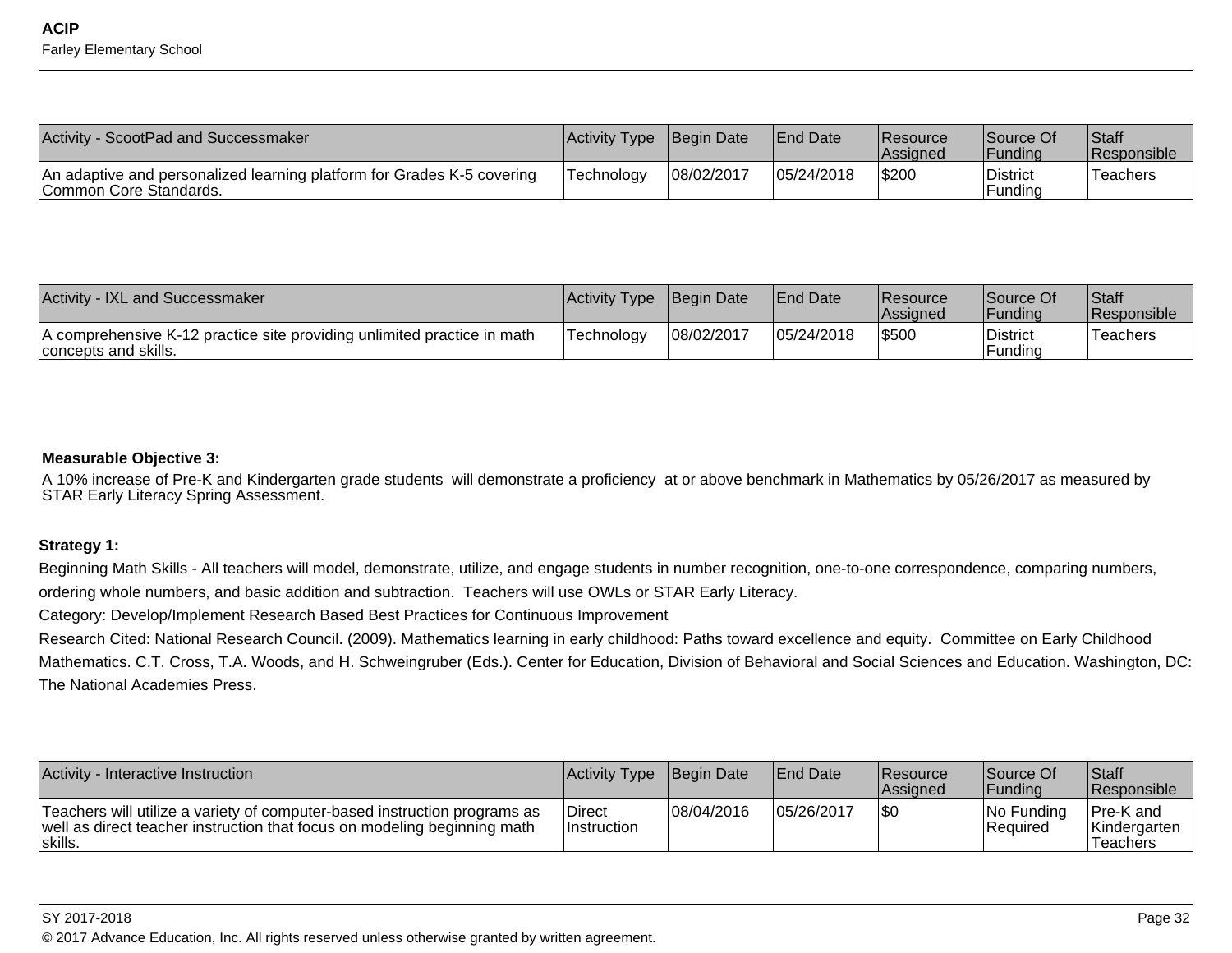| Activity - ScootPad and Successmaker | Activity Type | Begin Date | End Date | Resource Assigned | Source Of Funding | Staff Responsible |
|---|---|---|---|---|---|---|
| An adaptive and personalized learning platform for Grades K-5 covering Common Core Standards. | Technology | 08/02/2017 | 05/24/2018 | $200 | District Funding | Teachers |

| Activity - IXL and Successmaker | Activity Type | Begin Date | End Date | Resource Assigned | Source Of Funding | Staff Responsible |
|---|---|---|---|---|---|---|
| A comprehensive K-12 practice site providing unlimited practice in math concepts and skills. | Technology | 08/02/2017 | 05/24/2018 | $500 | District Funding | Teachers |

**Measurable Objective 3:**

A 10% increase of Pre-K and Kindergarten grade students will demonstrate a proficiency at or above benchmark in Mathematics by 05/26/2017 as measured by STAR Early Literacy Spring Assessment.

**Strategy 1:**

Beginning Math Skills - All teachers will model, demonstrate, utilize, and engage students in number recognition, one-to-one correspondence, comparing numbers, ordering whole numbers, and basic addition and subtraction. Teachers will use OWLs or STAR Early Literacy.

Category: Develop/Implement Research Based Best Practices for Continuous Improvement

Research Cited: National Research Council. (2009). Mathematics learning in early childhood: Paths toward excellence and equity. Committee on Early Childhood Mathematics. C.T. Cross, T.A. Woods, and H. Schweingruber (Eds.). Center for Education, Division of Behavioral and Social Sciences and Education. Washington, DC: The National Academies Press.

| Activity - Interactive Instruction | Activity Type | Begin Date | End Date | Resource Assigned | Source Of Funding | Staff Responsible |
|---|---|---|---|---|---|---|
| Teachers will utilize a variety of computer-based instruction programs as well as direct teacher instruction that focus on modeling beginning math skills. | Direct Instruction | 08/04/2016 | 05/26/2017 | $0 | No Funding Required | Pre-K and Kindergarten Teachers |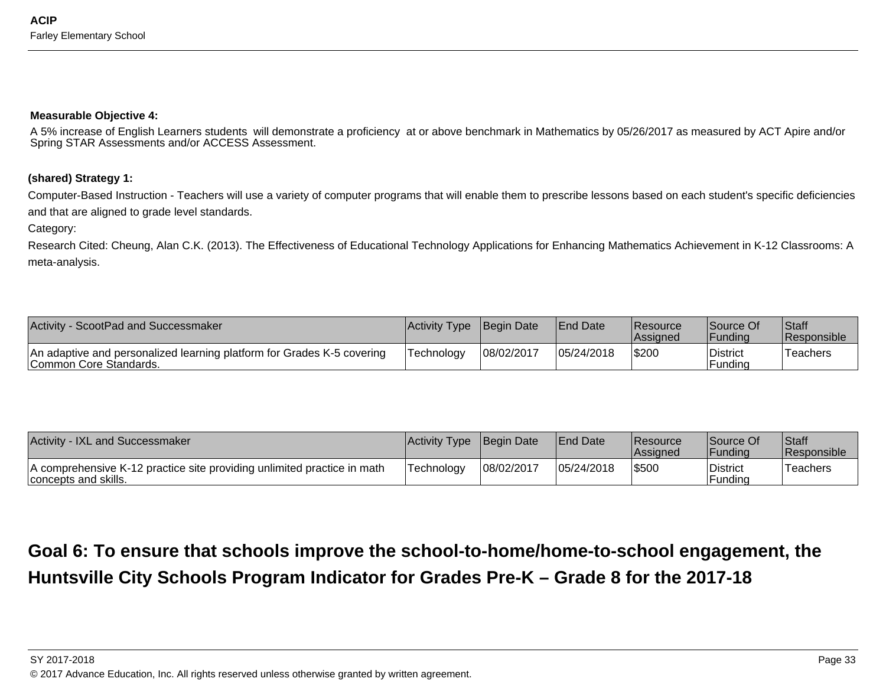**Measurable Objective 4:**

A 5% increase of English Learners students will demonstrate a proficiency at or above benchmark in Mathematics by 05/26/2017 as measured by ACT Apire and/or Spring STAR Assessments and/or ACCESS Assessment.

**(shared) Strategy 1:**

Computer-Based Instruction - Teachers will use a variety of computer programs that will enable them to prescribe lessons based on each student's specific deficiencies and that are aligned to grade level standards.

Category:

Research Cited: Cheung, Alan C.K. (2013). The Effectiveness of Educational Technology Applications for Enhancing Mathematics Achievement in K-12 Classrooms: A meta-analysis.

| Activity - ScootPad and Successmaker | Activity Type | Begin Date | End Date | Resource Assigned | Source Of Funding | Staff Responsible |
|---|---|---|---|---|---|---|
| An adaptive and personalized learning platform for Grades K-5 covering Common Core Standards. | Technology | 08/02/2017 | 05/24/2018 | $200 | District Funding | Teachers |

| Activity - IXL and Successmaker | Activity Type | Begin Date | End Date | Resource Assigned | Source Of Funding | Staff Responsible |
|---|---|---|---|---|---|---|
| A comprehensive K-12 practice site providing unlimited practice in math concepts and skills. | Technology | 08/02/2017 | 05/24/2018 | $500 | District Funding | Teachers |

## Goal 6: To ensure that schools improve the school-to-home/home-to-school engagement, the Huntsville City Schools Program Indicator for Grades Pre-K – Grade 8 for the 2017-18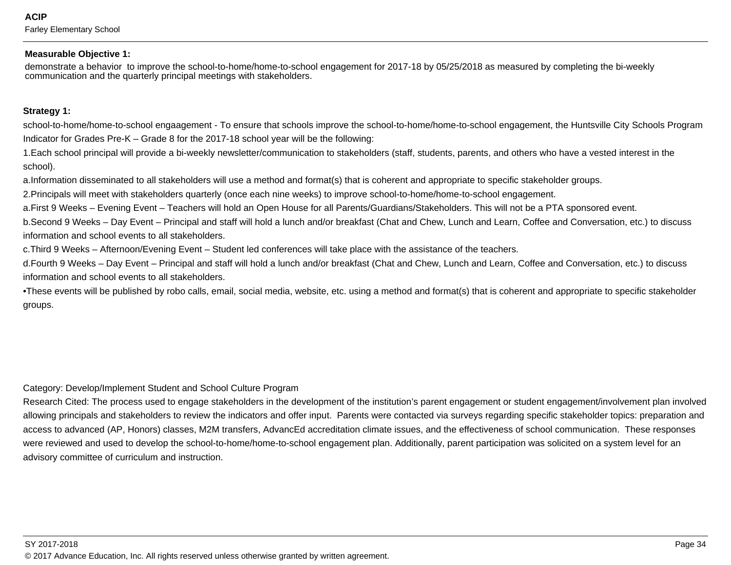**Measurable Objective 1:**

demonstrate a behavior to improve the school-to-home/home-to-school engagement for 2017-18 by 05/25/2018 as measured by completing the bi-weekly communication and the quarterly principal meetings with stakeholders.

**Strategy 1:**

school-to-home/home-to-school engaagement - To ensure that schools improve the school-to-home/home-to-school engagement, the Huntsville City Schools Program Indicator for Grades Pre-K – Grade 8 for the 2017-18 school year will be the following:

1.Each school principal will provide a bi-weekly newsletter/communication to stakeholders (staff, students, parents, and others who have a vested interest in the school).

a.Information disseminated to all stakeholders will use a method and format(s) that is coherent and appropriate to specific stakeholder groups.

2.Principals will meet with stakeholders quarterly (once each nine weeks) to improve school-to-home/home-to-school engagement.

a.First 9 Weeks – Evening Event – Teachers will hold an Open House for all Parents/Guardians/Stakeholders. This will not be a PTA sponsored event.

b.Second 9 Weeks – Day Event – Principal and staff will hold a lunch and/or breakfast (Chat and Chew, Lunch and Learn, Coffee and Conversation, etc.) to discuss information and school events to all stakeholders.

c.Third 9 Weeks – Afternoon/Evening Event – Student led conferences will take place with the assistance of the teachers.

d.Fourth 9 Weeks – Day Event – Principal and staff will hold a lunch and/or breakfast (Chat and Chew, Lunch and Learn, Coffee and Conversation, etc.) to discuss information and school events to all stakeholders.

•These events will be published by robo calls, email, social media, website, etc. using a method and format(s) that is coherent and appropriate to specific stakeholder groups.

Category: Develop/Implement Student and School Culture Program

Research Cited: The process used to engage stakeholders in the development of the institution's parent engagement or student engagement/involvement plan involved allowing principals and stakeholders to review the indicators and offer input. Parents were contacted via surveys regarding specific stakeholder topics: preparation and access to advanced (AP, Honors) classes, M2M transfers, AdvancEd accreditation climate issues, and the effectiveness of school communication. These responses were reviewed and used to develop the school-to-home/home-to-school engagement plan. Additionally, parent participation was solicited on a system level for an advisory committee of curriculum and instruction.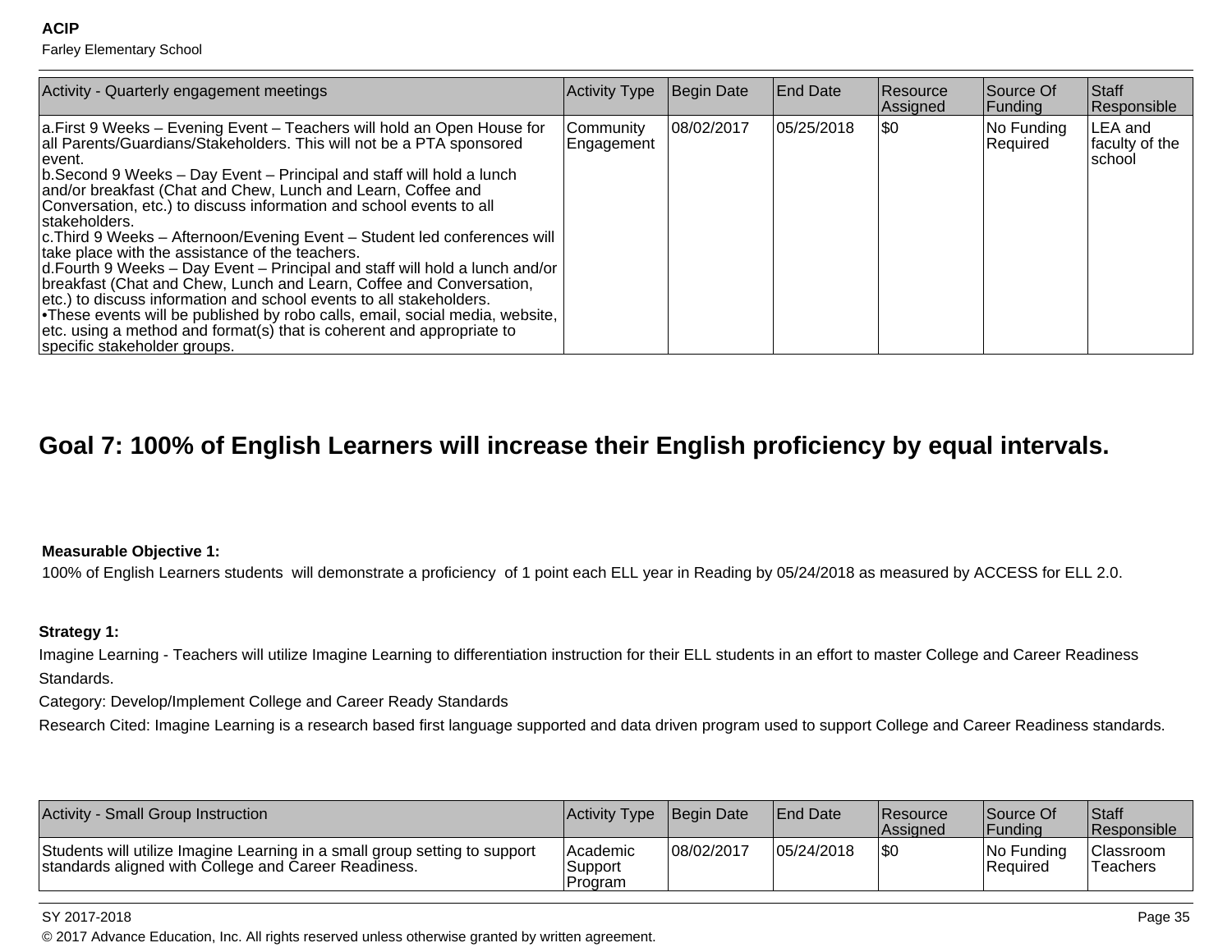| Activity - Quarterly engagement meetings | Activity Type | Begin Date | End Date | Resource Assigned | Source Of Funding | Staff Responsible |
|---|---|---|---|---|---|---|
| a.First 9 Weeks – Evening Event – Teachers will hold an Open House for all Parents/Guardians/Stakeholders. This will not be a PTA sponsored event.<br>b.Second 9 Weeks – Day Event – Principal and staff will hold a lunch and/or breakfast (Chat and Chew, Lunch and Learn, Coffee and Conversation, etc.) to discuss information and school events to all stakeholders.<br>c.Third 9 Weeks – Afternoon/Evening Event – Student led conferences will take place with the assistance of the teachers.<br>d.Fourth 9 Weeks – Day Event – Principal and staff will hold a lunch and/or breakfast (Chat and Chew, Lunch and Learn, Coffee and Conversation, etc.) to discuss information and school events to all stakeholders.<br>•These events will be published by robo calls, email, social media, website, etc. using a method and format(s) that is coherent and appropriate to specific stakeholder groups. | Community Engagement | 08/02/2017 | 05/25/2018 | $0 | No Funding Required | LEA and faculty of the school |

## Goal 7: 100% of English Learners will increase their English proficiency by equal intervals.

**Measurable Objective 1:**

100% of English Learners students will demonstrate a proficiency of 1 point each ELL year in Reading by 05/24/2018 as measured by ACCESS for ELL 2.0.

**Strategy 1:**

Imagine Learning - Teachers will utilize Imagine Learning to differentiation instruction for their ELL students in an effort to master College and Career Readiness Standards.

Category: Develop/Implement College and Career Ready Standards

Research Cited: Imagine Learning is a research based first language supported and data driven program used to support College and Career Readiness standards.

| Activity - Small Group Instruction | Activity Type | Begin Date | End Date | Resource Assigned | Source Of Funding | Staff Responsible |
|---|---|---|---|---|---|---|
| Students will utilize Imagine Learning in a small group setting to support standards aligned with College and Career Readiness. | Academic Support Program | 08/02/2017 | 05/24/2018 | $0 | No Funding Required | Classroom Teachers |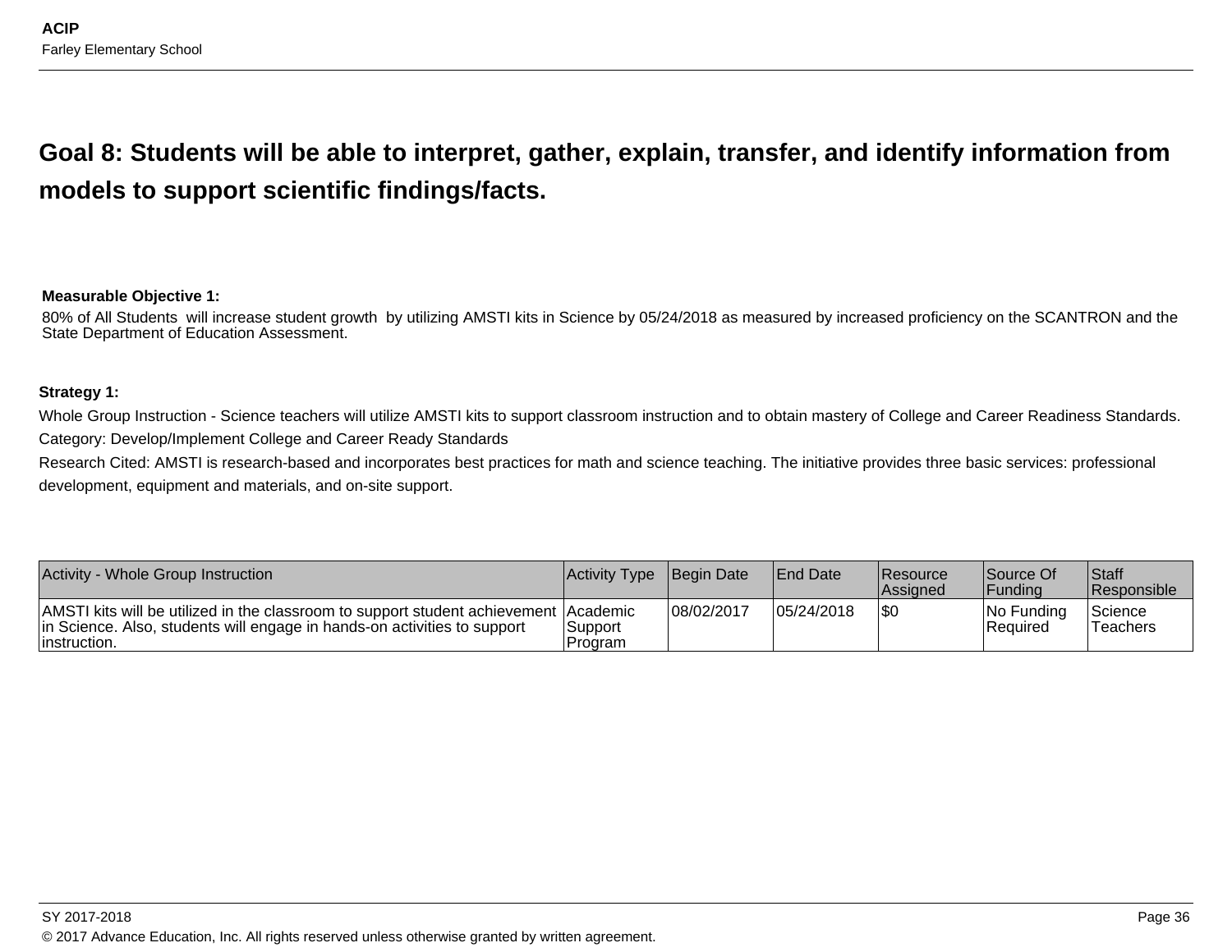## Goal 8: Students will be able to interpret, gather, explain, transfer, and identify information from models to support scientific findings/facts.

**Measurable Objective 1:**

80% of All Students will increase student growth by utilizing AMSTI kits in Science by 05/24/2018 as measured by increased proficiency on the SCANTRON and the State Department of Education Assessment.

**Strategy 1:**

Whole Group Instruction - Science teachers will utilize AMSTI kits to support classroom instruction and to obtain mastery of College and Career Readiness Standards.

Category: Develop/Implement College and Career Ready Standards

Research Cited: AMSTI is research-based and incorporates best practices for math and science teaching. The initiative provides three basic services: professional development, equipment and materials, and on-site support.

| Activity - Whole Group Instruction | Activity Type | Begin Date | End Date | Resource Assigned | Source Of Funding | Staff Responsible |
|---|---|---|---|---|---|---|
| AMSTI kits will be utilized in the classroom to support student achievement in Science. Also, students will engage in hands-on activities to support instruction. | Academic Support Program | 08/02/2017 | 05/24/2018 | $0 | No Funding Required | Science Teachers |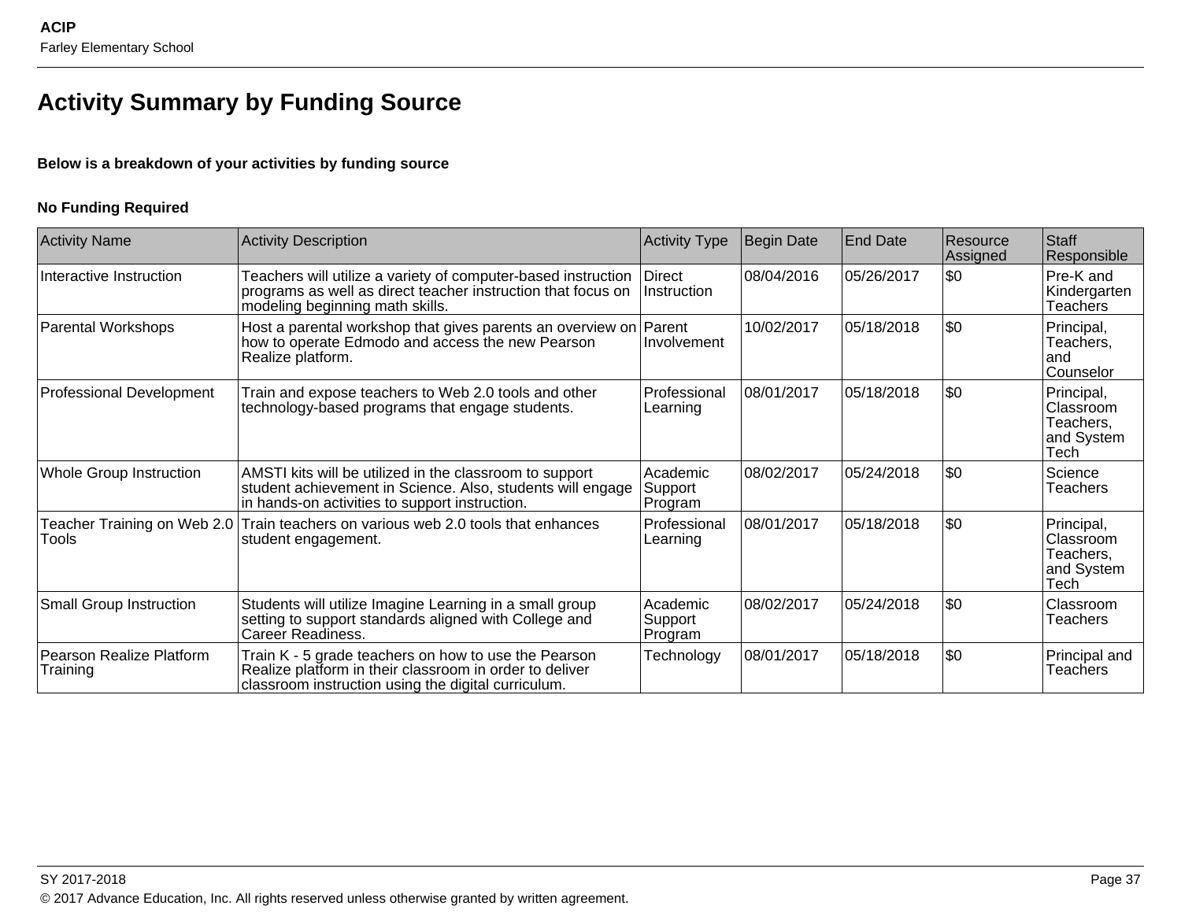# Activity Summary by Funding Source

**Below is a breakdown of your activities by funding source**

**No Funding Required**

| Activity Name | Activity Description | Activity Type | Begin Date | End Date | Resource Assigned | Staff Responsible |
|---|---|---|---|---|---|---|
| Interactive Instruction | Teachers will utilize a variety of computer-based instruction programs as well as direct teacher instruction that focus on modeling beginning math skills. | Direct Instruction | 08/04/2016 | 05/26/2017 | $0 | Pre-K and Kindergarten Teachers |
| Parental Workshops | Host a parental workshop that gives parents an overview on how to operate Edmodo and access the new Pearson Realize platform. | Parent Involvement | 10/02/2017 | 05/18/2018 | $0 | Principal, Teachers, and Counselor |
| Professional Development | Train and expose teachers to Web 2.0 tools and other technology-based programs that engage students. | Professional Learning | 08/01/2017 | 05/18/2018 | $0 | Principal, Classroom Teachers, and System Tech |
| Whole Group Instruction | AMSTI kits will be utilized in the classroom to support student achievement in Science. Also, students will engage in hands-on activities to support instruction. | Academic Support Program | 08/02/2017 | 05/24/2018 | $0 | Science Teachers |
| Teacher Training on Web 2.0 Tools | Train teachers on various web 2.0 tools that enhances student engagement. | Professional Learning | 08/01/2017 | 05/18/2018 | $0 | Principal, Classroom Teachers, and System Tech |
| Small Group Instruction | Students will utilize Imagine Learning in a small group setting to support standards aligned with College and Career Readiness. | Academic Support Program | 08/02/2017 | 05/24/2018 | $0 | Classroom Teachers |
| Pearson Realize Platform Training | Train K - 5 grade teachers on how to use the Pearson Realize platform in their classroom in order to deliver classroom instruction using the digital curriculum. | Technology | 08/01/2017 | 05/18/2018 | $0 | Principal and Teachers |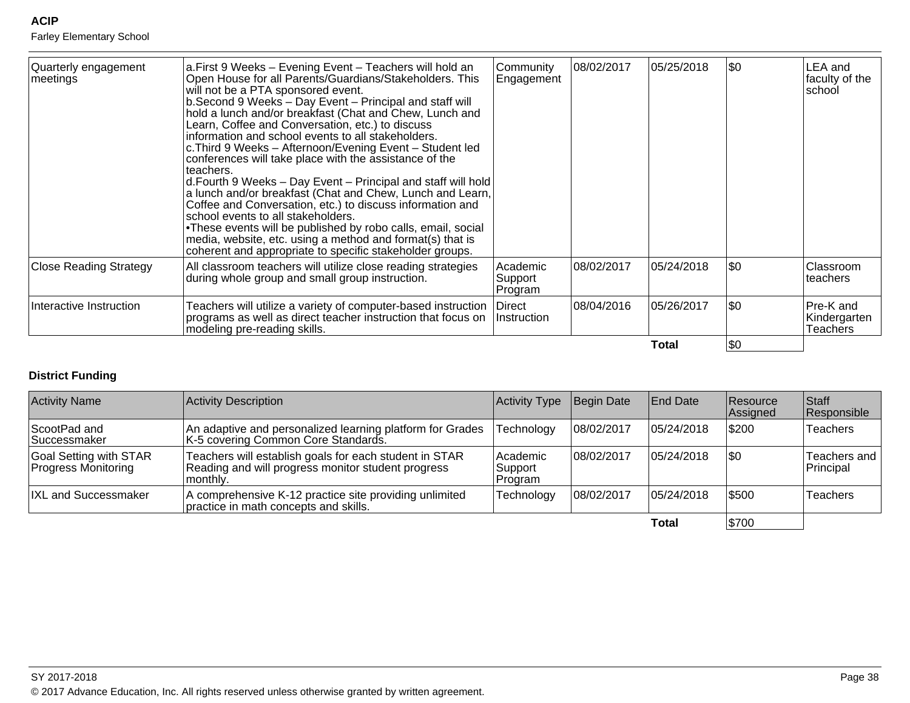| | | | | | | |
|---|---|---|---|---|---|---|
| Quarterly engagement meetings | a.First 9 Weeks – Evening Event – Teachers will hold an Open House for all Parents/Guardians/Stakeholders. This will not be a PTA sponsored event.<br>b.Second 9 Weeks – Day Event – Principal and staff will hold a lunch and/or breakfast (Chat and Chew, Lunch and Learn, Coffee and Conversation, etc.) to discuss information and school events to all stakeholders.<br>c.Third 9 Weeks – Afternoon/Evening Event – Student led conferences will take place with the assistance of the teachers.<br>d.Fourth 9 Weeks – Day Event – Principal and staff will hold a lunch and/or breakfast (Chat and Chew, Lunch and Learn, Coffee and Conversation, etc.) to discuss information and school events to all stakeholders.<br>•These events will be published by robo calls, email, social media, website, etc. using a method and format(s) that is coherent and appropriate to specific stakeholder groups. | Community Engagement | 08/02/2017 | 05/25/2018 | $0 | LEA and faculty of the school |
| Close Reading Strategy | All classroom teachers will utilize close reading strategies during whole group and small group instruction. | Academic Support Program | 08/02/2017 | 05/24/2018 | $0 | Classroom teachers |
| Interactive Instruction | Teachers will utilize a variety of computer-based instruction programs as well as direct teacher instruction that focus on modeling pre-reading skills. | Direct Instruction | 08/04/2016 | 05/26/2017 | $0 | Pre-K and Kindergarten Teachers |
| | | | | **Total** | $0 | |

**District Funding**

| Activity Name | Activity Description | Activity Type | Begin Date | End Date | Resource Assigned | Staff Responsible |
|---|---|---|---|---|---|---|
| ScootPad and Successmaker | An adaptive and personalized learning platform for Grades K-5 covering Common Core Standards. | Technology | 08/02/2017 | 05/24/2018 | $200 | Teachers |
| Goal Setting with STAR Progress Monitoring | Teachers will establish goals for each student in STAR Reading and will progress monitor student progress monthly. | Academic Support Program | 08/02/2017 | 05/24/2018 | $0 | Teachers and Principal |
| IXL and Successmaker | A comprehensive K-12 practice site providing unlimited practice in math concepts and skills. | Technology | 08/02/2017 | 05/24/2018 | $500 | Teachers |
| | | | | **Total** | $700 | |